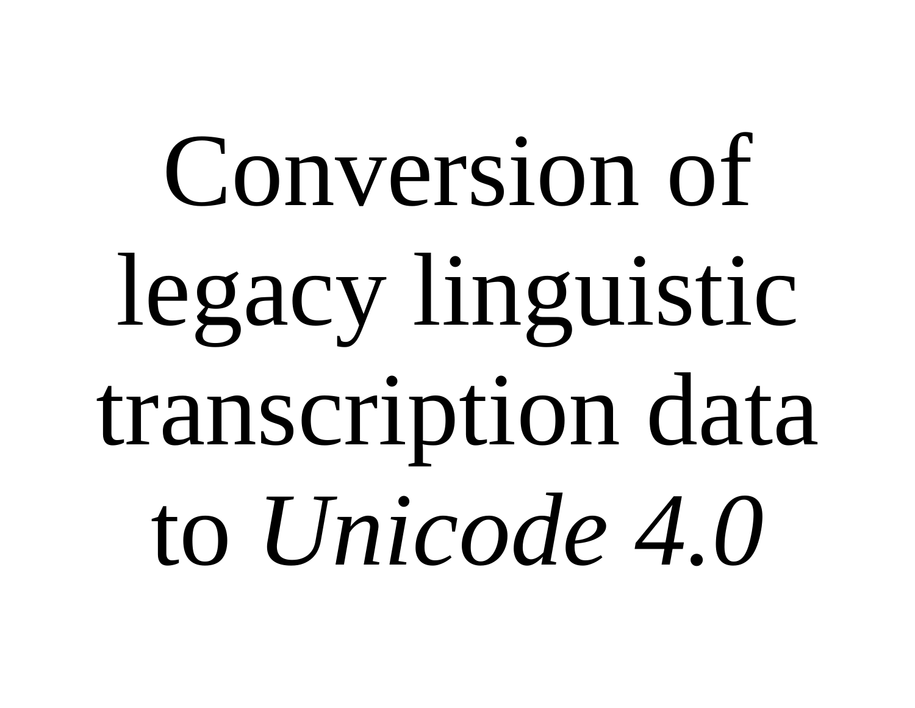# Conversion of legacy linguistic transcription data to *Unicode 4.0*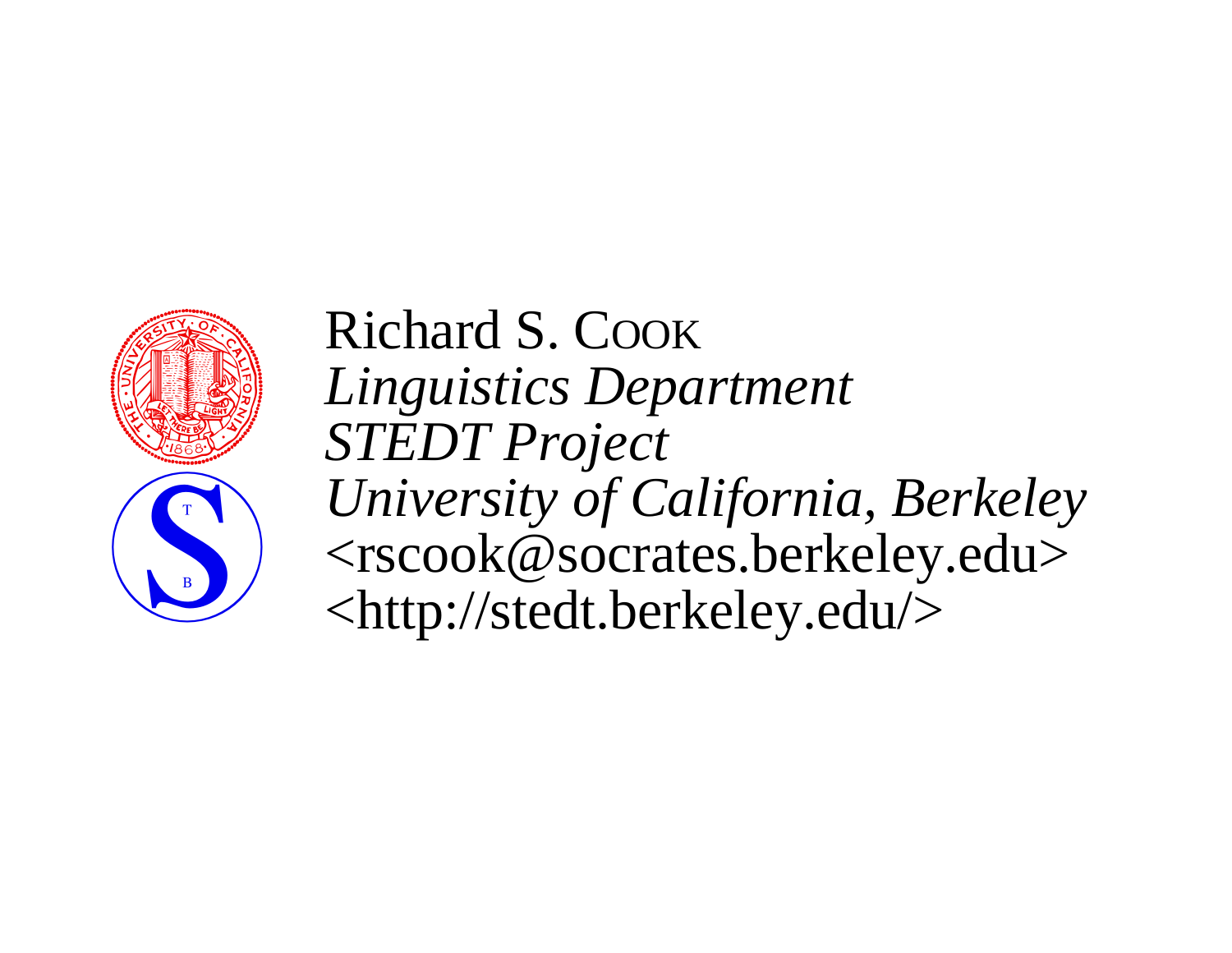Richard S. Cook
*Linguistics Department*
*STEDT Project*
*University of California, Berkeley*
<rscook@socrates.berkeley.edu>
<http://stedt.berkeley.edu/>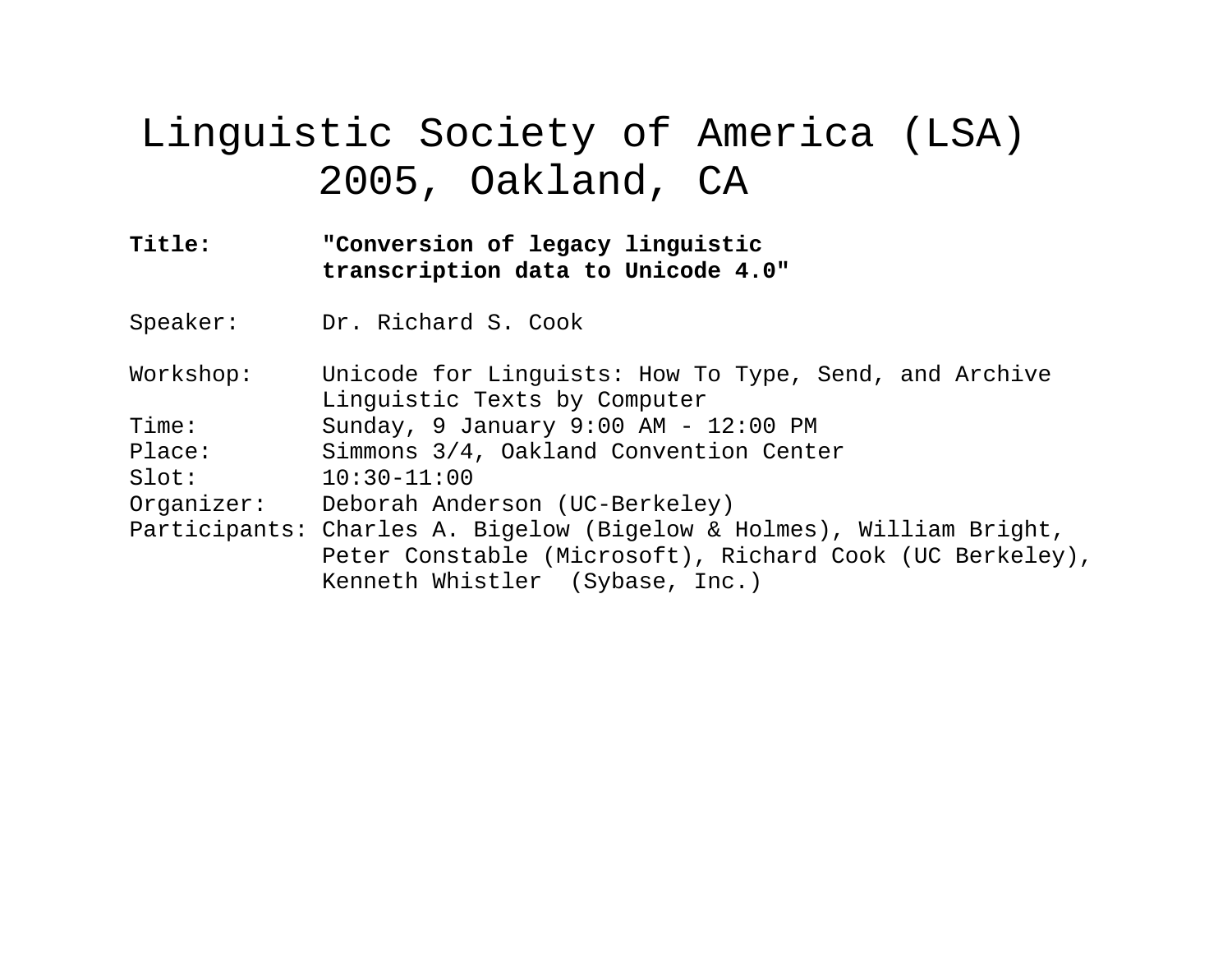# Linguistic Society of America (LSA)
# 2005, Oakland, CA

**Title:** **"Conversion of legacy linguistic transcription data to Unicode 4.0"**

Speaker: Dr. Richard S. Cook

Workshop: Unicode for Linguists: How To Type, Send, and Archive Linguistic Texts by Computer

Time: Sunday, 9 January 9:00 AM - 12:00 PM

Place: Simmons 3/4, Oakland Convention Center

Slot: 10:30-11:00

Organizer: Deborah Anderson (UC-Berkeley)

Participants: Charles A. Bigelow (Bigelow & Holmes), William Bright, Peter Constable (Microsoft), Richard Cook (UC Berkeley), Kenneth Whistler (Sybase, Inc.)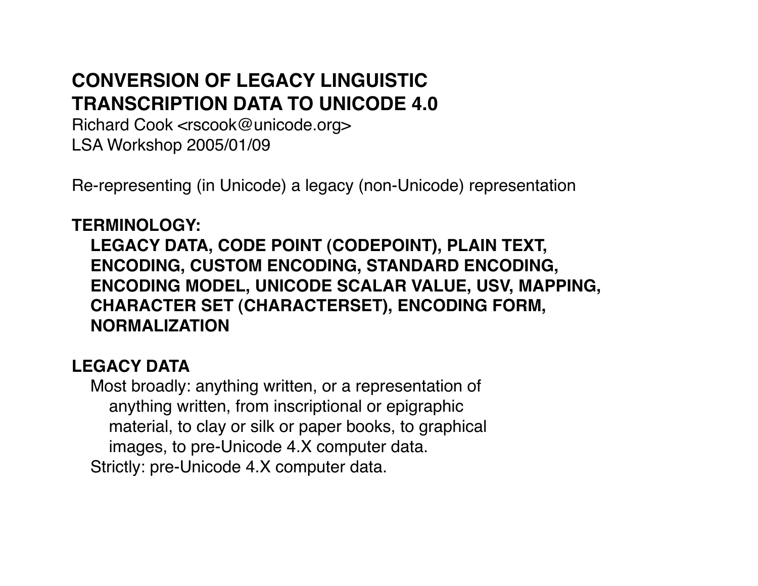# CONVERSION OF LEGACY LINGUISTIC TRANSCRIPTION DATA TO UNICODE 4.0

Richard Cook <rscook@unicode.org>
LSA Workshop 2005/01/09

Re-representing (in Unicode) a legacy (non-Unicode) representation

**TERMINOLOGY:**

**LEGACY DATA, CODE POINT (CODEPOINT), PLAIN TEXT, ENCODING, CUSTOM ENCODING, STANDARD ENCODING, ENCODING MODEL, UNICODE SCALAR VALUE, USV, MAPPING, CHARACTER SET (CHARACTERSET), ENCODING FORM, NORMALIZATION**

**LEGACY DATA**

Most broadly: anything written, or a representation of anything written, from inscriptional or epigraphic material, to clay or silk or paper books, to graphical images, to pre-Unicode 4.X computer data.

Strictly: pre-Unicode 4.X computer data.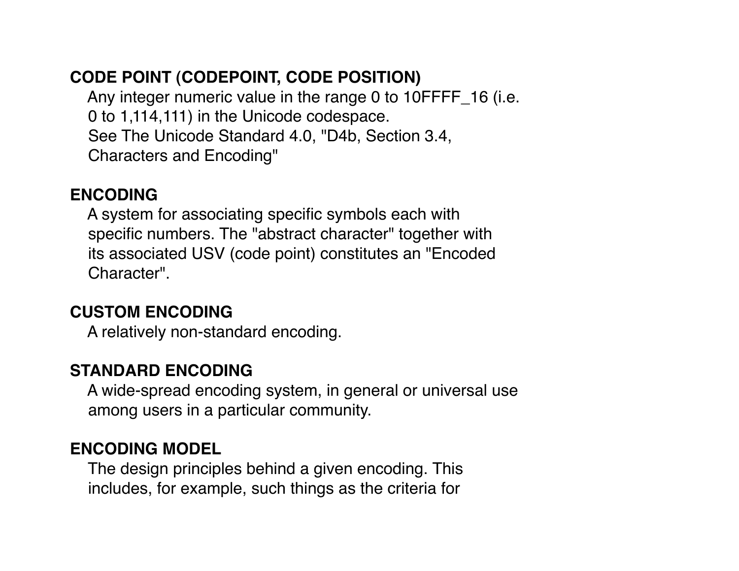**CODE POINT (CODEPOINT, CODE POSITION)**
Any integer numeric value in the range 0 to 10FFFF_16 (i.e. 0 to 1,114,111) in the Unicode codespace.
See The Unicode Standard 4.0, "D4b, Section 3.4, Characters and Encoding"

**ENCODING**
A system for associating specific symbols each with specific numbers. The "abstract character" together with its associated USV (code point) constitutes an "Encoded Character".

**CUSTOM ENCODING**
A relatively non-standard encoding.

**STANDARD ENCODING**
A wide-spread encoding system, in general or universal use among users in a particular community.

**ENCODING MODEL**
The design principles behind a given encoding. This includes, for example, such things as the criteria for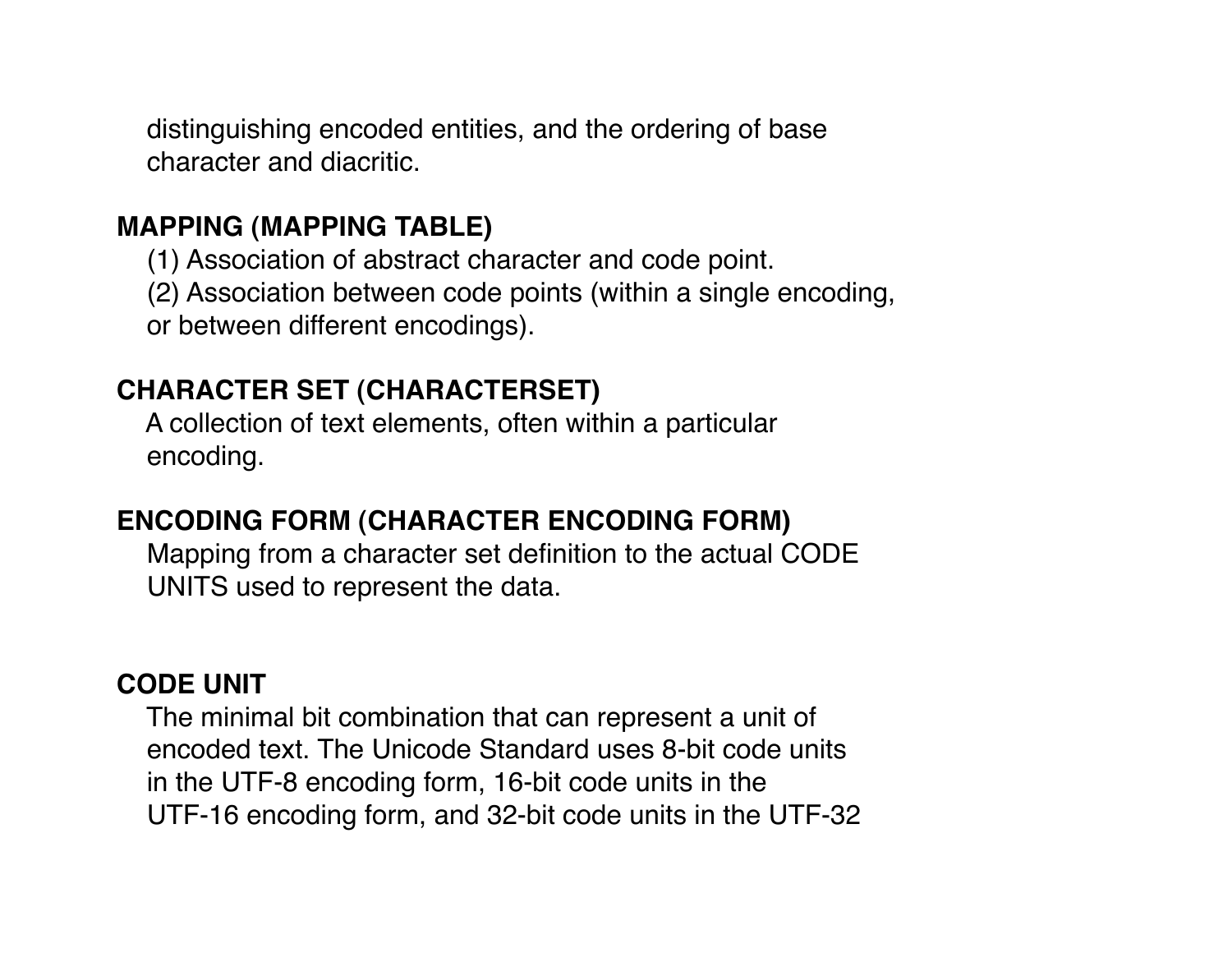distinguishing encoded entities, and the ordering of base character and diacritic.

**MAPPING (MAPPING TABLE)**

(1) Association of abstract character and code point.
(2) Association between code points (within a single encoding, or between different encodings).

**CHARACTER SET (CHARACTERSET)**

A collection of text elements, often within a particular encoding.

**ENCODING FORM (CHARACTER ENCODING FORM)**

Mapping from a character set definition to the actual CODE UNITS used to represent the data.

**CODE UNIT**

The minimal bit combination that can represent a unit of encoded text. The Unicode Standard uses 8-bit code units in the UTF-8 encoding form, 16-bit code units in the UTF-16 encoding form, and 32-bit code units in the UTF-32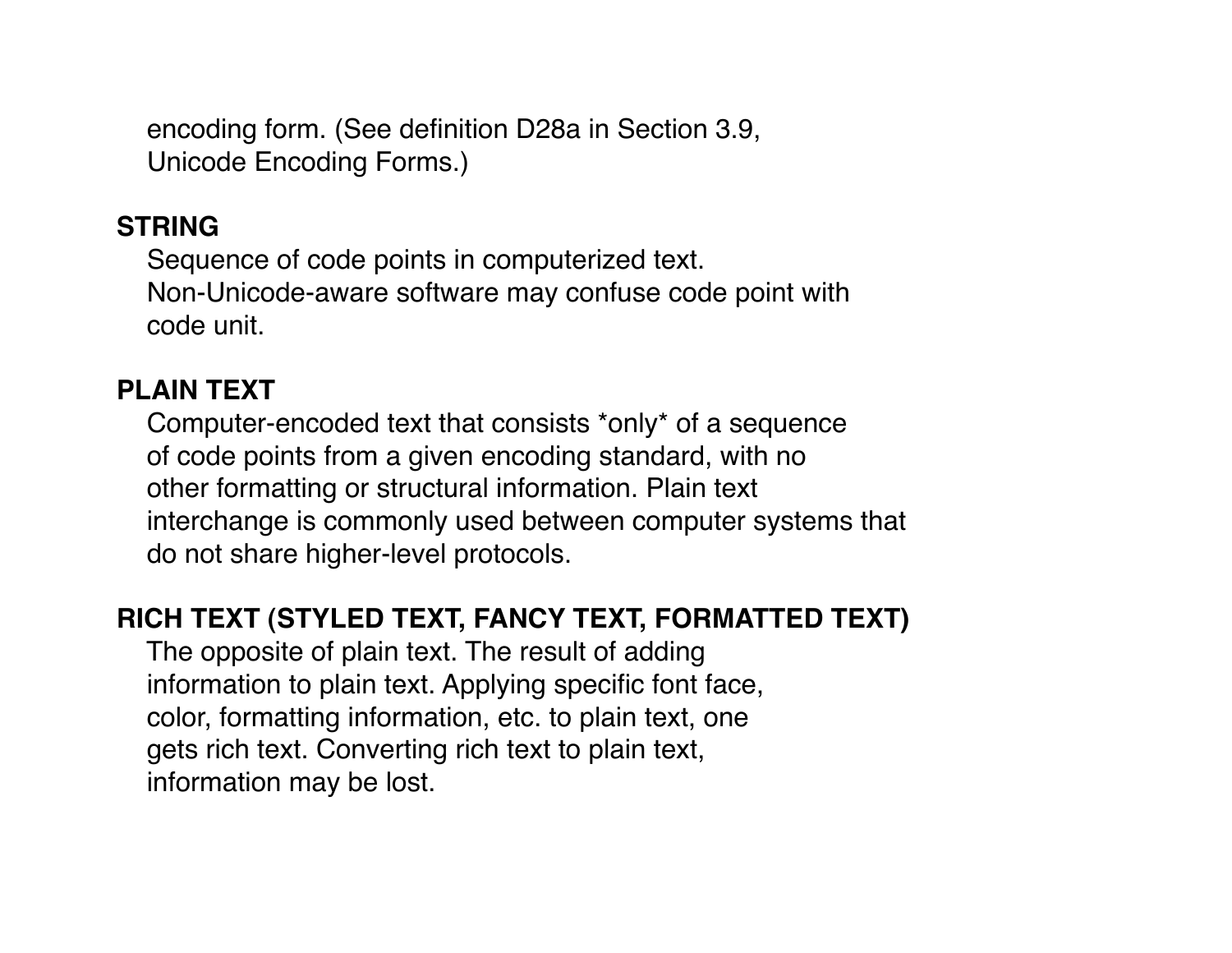encoding form. (See definition D28a in Section 3.9, Unicode Encoding Forms.)

**STRING**

Sequence of code points in computerized text. Non-Unicode-aware software may confuse code point with code unit.

**PLAIN TEXT**

Computer-encoded text that consists *only* of a sequence of code points from a given encoding standard, with no other formatting or structural information. Plain text interchange is commonly used between computer systems that do not share higher-level protocols.

**RICH TEXT (STYLED TEXT, FANCY TEXT, FORMATTED TEXT)**

The opposite of plain text. The result of adding information to plain text. Applying specific font face, color, formatting information, etc. to plain text, one gets rich text. Converting rich text to plain text, information may be lost.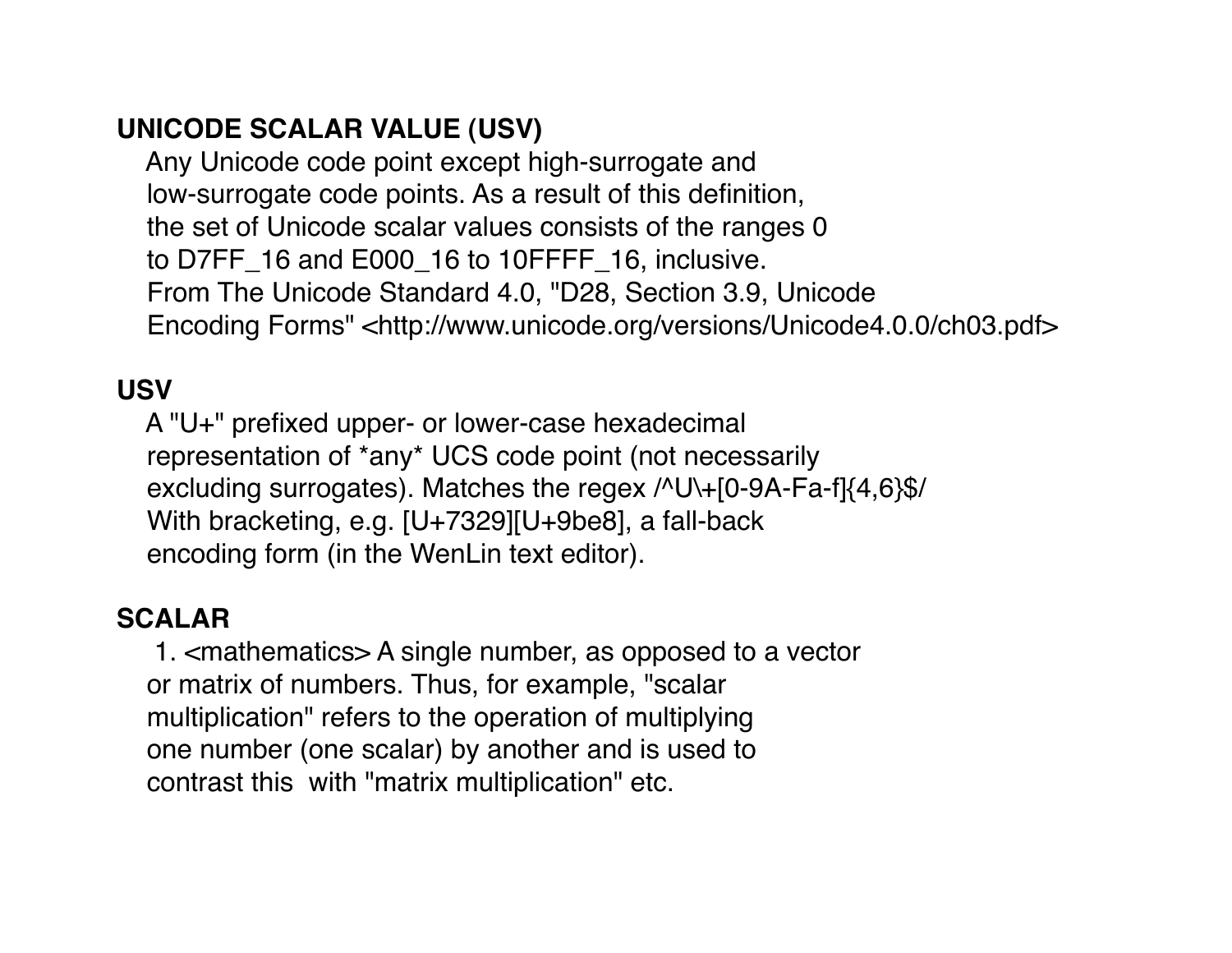**UNICODE SCALAR VALUE (USV)**

Any Unicode code point except high-surrogate and low-surrogate code points. As a result of this definition, the set of Unicode scalar values consists of the ranges 0 to D7FF_16 and E000_16 to 10FFFF_16, inclusive. From The Unicode Standard 4.0, "D28, Section 3.9, Unicode Encoding Forms" <http://www.unicode.org/versions/Unicode4.0.0/ch03.pdf>

**USV**

A "U+" prefixed upper- or lower-case hexadecimal representation of *any* UCS code point (not necessarily excluding surrogates). Matches the regex /^U\+[0-9A-Fa-f]{4,6}$/ With bracketing, e.g. [U+7329][U+9be8], a fall-back encoding form (in the WenLin text editor).

**SCALAR**

1. <mathematics> A single number, as opposed to a vector or matrix of numbers. Thus, for example, "scalar multiplication" refers to the operation of multiplying one number (one scalar) by another and is used to contrast this with "matrix multiplication" etc.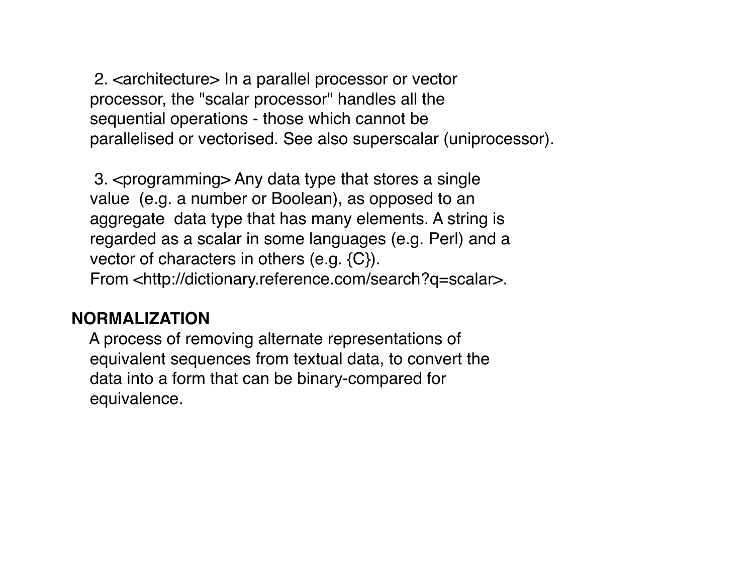2. <architecture> In a parallel processor or vector processor, the "scalar processor" handles all the sequential operations - those which cannot be parallelised or vectorised. See also superscalar (uniprocessor).

3. <programming> Any data type that stores a single value (e.g. a number or Boolean), as opposed to an aggregate data type that has many elements. A string is regarded as a scalar in some languages (e.g. Perl) and a vector of characters in others (e.g. {C}).
From <http://dictionary.reference.com/search?q=scalar>.

**NORMALIZATION**

A process of removing alternate representations of equivalent sequences from textual data, to convert the data into a form that can be binary-compared for equivalence.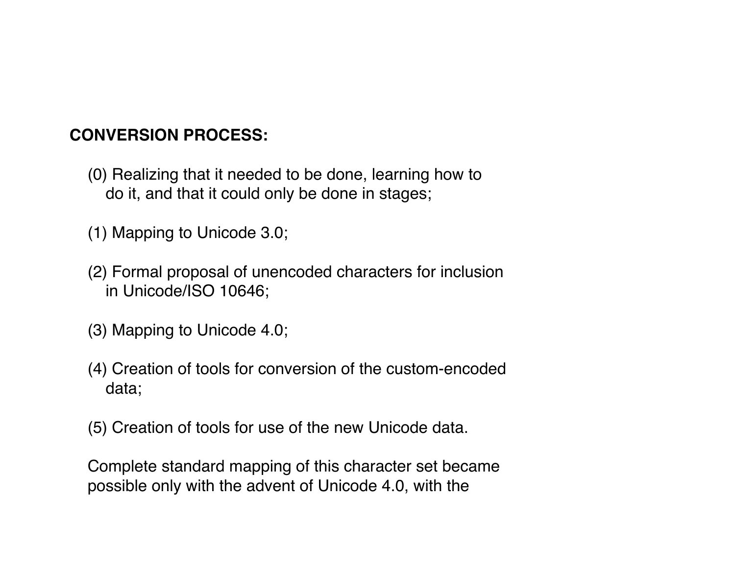**CONVERSION PROCESS:**

(0) Realizing that it needed to be done, learning how to do it, and that it could only be done in stages;

(1) Mapping to Unicode 3.0;

(2) Formal proposal of unencoded characters for inclusion in Unicode/ISO 10646;

(3) Mapping to Unicode 4.0;

(4) Creation of tools for conversion of the custom-encoded data;

(5) Creation of tools for use of the new Unicode data.

Complete standard mapping of this character set became possible only with the advent of Unicode 4.0, with the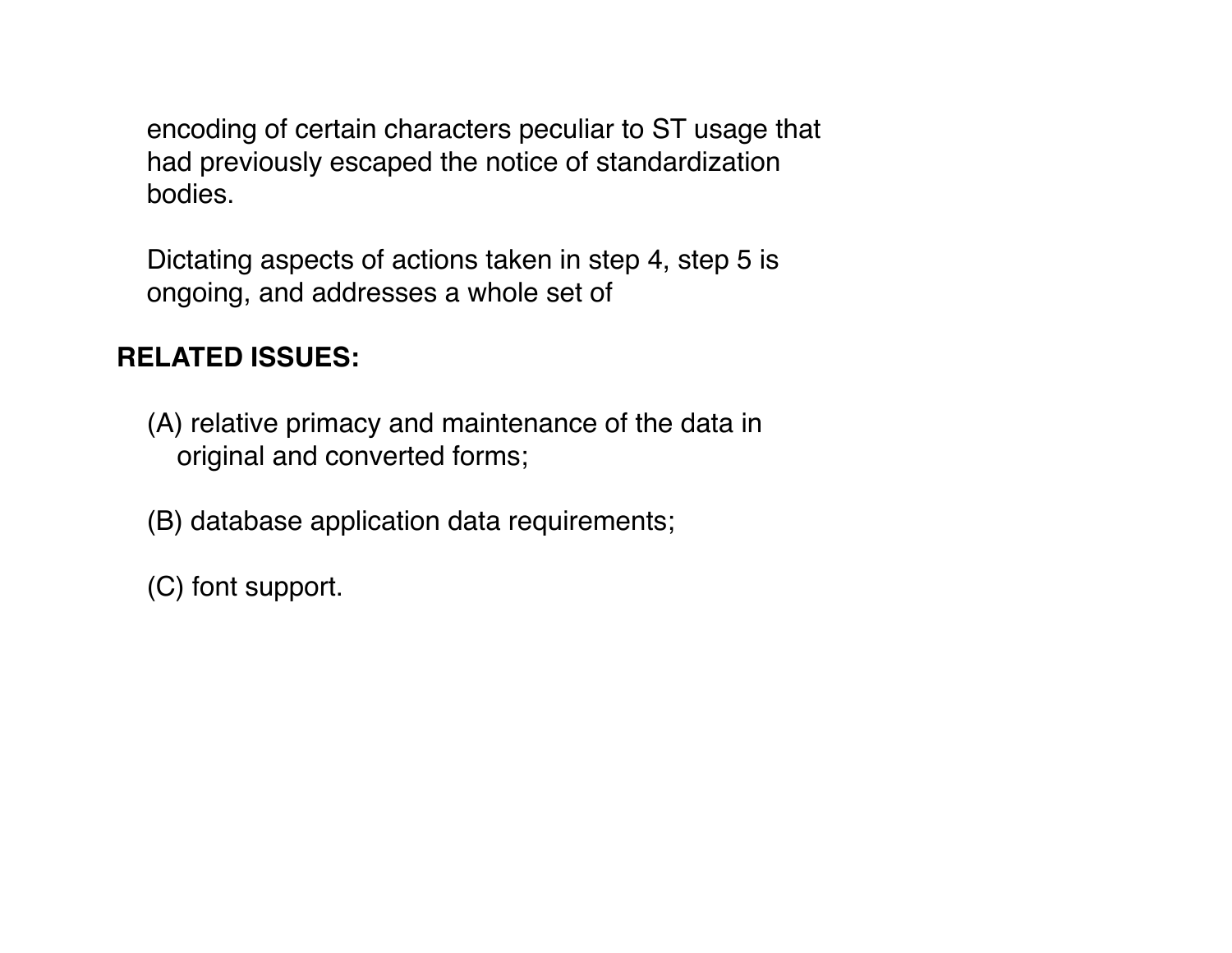encoding of certain characters peculiar to ST usage that had previously escaped the notice of standardization bodies.

Dictating aspects of actions taken in step 4, step 5 is ongoing, and addresses a whole set of

**RELATED ISSUES:**

(A) relative primacy and maintenance of the data in original and converted forms;

(B) database application data requirements;

(C) font support.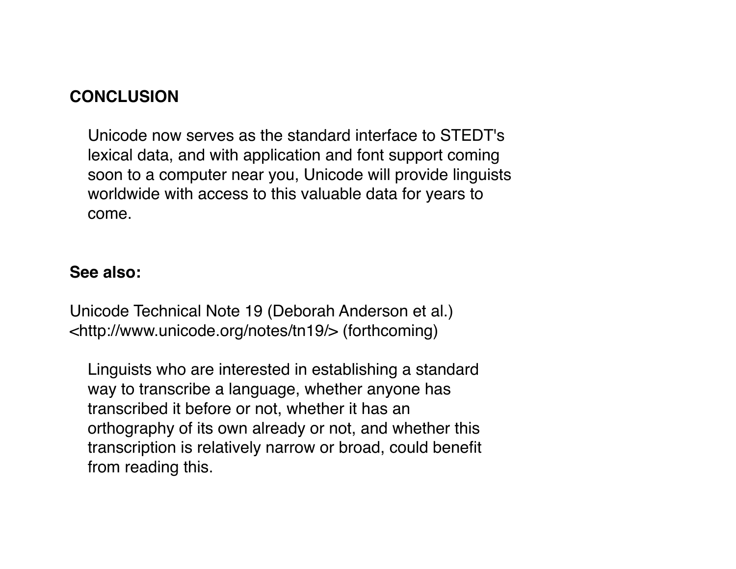**CONCLUSION**

Unicode now serves as the standard interface to STEDT's lexical data, and with application and font support coming soon to a computer near you, Unicode will provide linguists worldwide with access to this valuable data for years to come.

**See also:**

Unicode Technical Note 19 (Deborah Anderson et al.) <http://www.unicode.org/notes/tn19/> (forthcoming)

Linguists who are interested in establishing a standard way to transcribe a language, whether anyone has transcribed it before or not, whether it has an orthography of its own already or not, and whether this transcription is relatively narrow or broad, could benefit from reading this.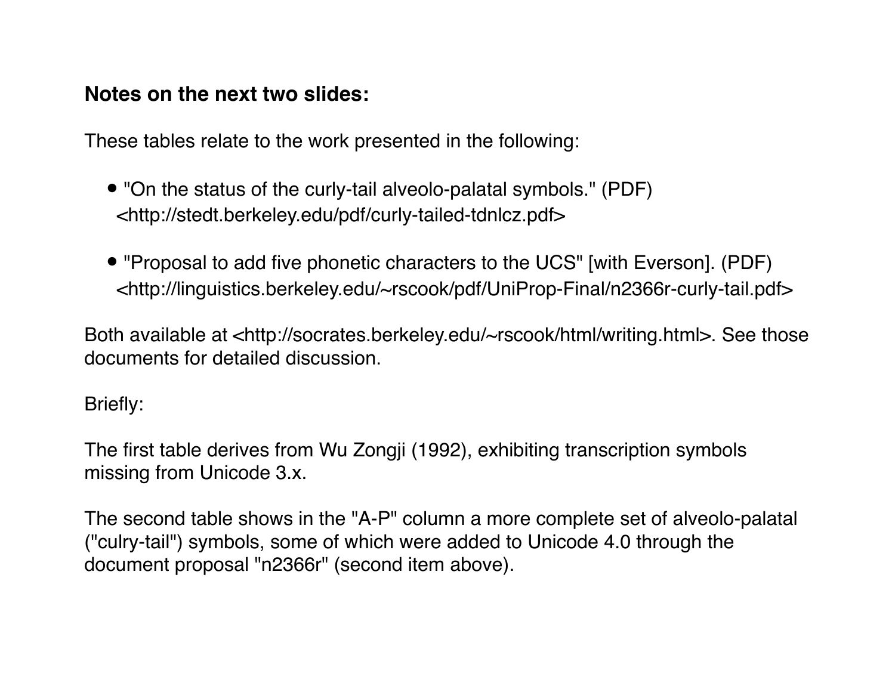**Notes on the next two slides:**

These tables relate to the work presented in the following:

- "On the status of the curly-tail alveolo-palatal symbols." (PDF) <http://stedt.berkeley.edu/pdf/curly-tailed-tdnlcz.pdf>

- "Proposal to add five phonetic characters to the UCS" [with Everson]. (PDF) <http://linguistics.berkeley.edu/~rscook/pdf/UniProp-Final/n2366r-curly-tail.pdf>

Both available at <http://socrates.berkeley.edu/~rscook/html/writing.html>. See those documents for detailed discussion.

Briefly:

The first table derives from Wu Zongji (1992), exhibiting transcription symbols missing from Unicode 3.x.

The second table shows in the "A-P" column a more complete set of alveolo-palatal ("culry-tail") symbols, some of which were added to Unicode 4.0 through the document proposal "n2366r" (second item above).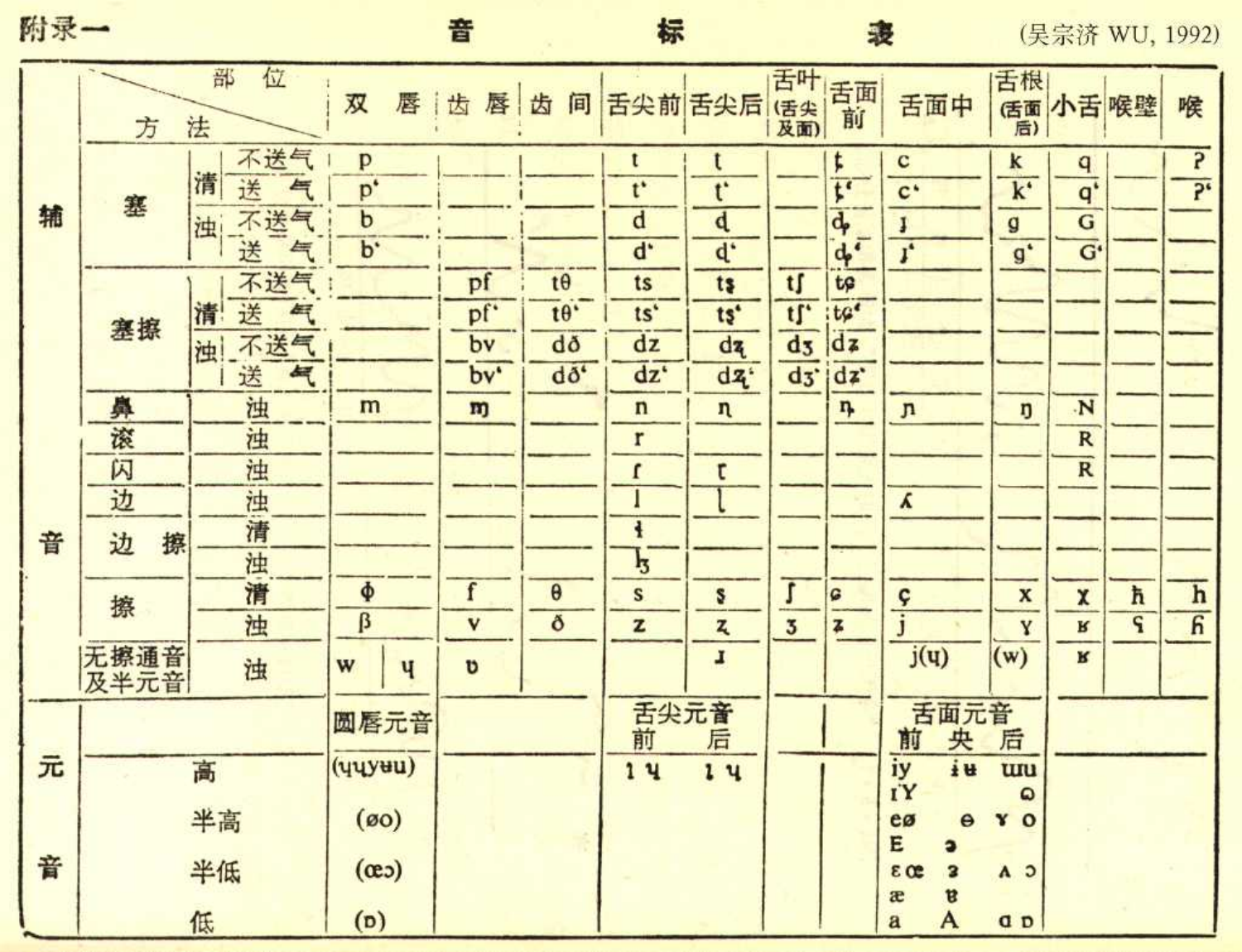附录一　　　　　　　　　　**音　　标　　表**　　　　　　　　　　(吴宗济 WU, 1992)

| | 方法 \ 部位 | | | 双唇 | 齿唇 | 齿间 | 舌尖前 | 舌尖后 | 舌叶(舌尖及面) | 舌面前 | 舌面中 | 舌根(舌面后) | 小舌 | 喉壁 | 喉 |
|---|---|---|---|---|---|---|---|---|---|---|---|---|---|---|---|
| 辅音 | 塞 | 清 | 不送气 | p | | | t | ʈ | | ȶ | c | k | q | | ʔ |
| | | | 送气 | pʻ | | | tʻ | ʈʻ | | ȶʻ | cʻ | kʻ | qʻ | | ʔʻ |
| | | 浊 | 不送气 | b | | | d | ɖ | | ȡ | ɟ | g | G | | |
| | | | 送气 | bʻ | | | dʻ | ɖʻ | | ȡʻ | ɟʻ | gʻ | Gʻ | | |
| | 塞擦 | 清 | 不送气 | | pf | tθ | ts | tʂ | tʃ | tɕ | | | | | |
| | | | 送气 | | pfʻ | tθʻ | tsʻ | tʂʻ | tʃʻ | tɕʻ | | | | | |
| | | 浊 | 不送气 | | bv | dð | dz | dʐ | dʒ | dʑ | | | | | |
| | | | 送气 | | bvʻ | dðʻ | dzʻ | dʐʻ | dʒʻ | dʑʻ | | | | | |
| | 鼻 | 浊 | | m | ɱ | | n | ɳ | | ȵ | ɲ | ŋ | N | | |
| | 滚 | 浊 | | | | | r | | | | | | R | | |
| | 闪 | 浊 | | | | | ɾ | ɽ | | | | | R | | |
| | 边 | 浊 | | | | | l | ɭ | | | ʎ | | | | |
| | 边擦 | 清 | | | | | ɬ | | | | | | | | |
| | | 浊 | | | | | ɮ | | | | | | | | |
| | 擦 | 清 | | ɸ | f | θ | s | ʂ | ʃ | ɕ | ç | x | χ | ħ | h |
| | | 浊 | | β | v | ð | z | ʐ | ʒ | ʑ | j | ɣ | ʁ | ʕ | ɦ |
| | 无擦通音及半元音 | 浊 | | w ɥ | ʋ | | | ɹ | | | j(ɥ) | (w) | ʁ | | |

| 元音 | | 圆唇元音 | 舌尖元音 前 | 舌尖元音 后 | 舌面元音 前 | 舌面元音 央 | 舌面元音 后 |
|---|---|---|---|---|---|---|---|
| | 高 | (ɥʮyʉu) | ɿ ʮ | ʅ ʯ | iy | ɨʉ | ɯu |
| | | | | | ɪY | | ɷ |
| | 半高 | (øo) | | | eø | ɵ | ɤo |
| | | | | | E | ə | |
| | 半低 | (œɔ) | | | ɛœ | ɜ | ʌɔ |
| | | | | | æ | ɐ | |
| | 低 | (ɒ) | | | a | A | ɑɒ |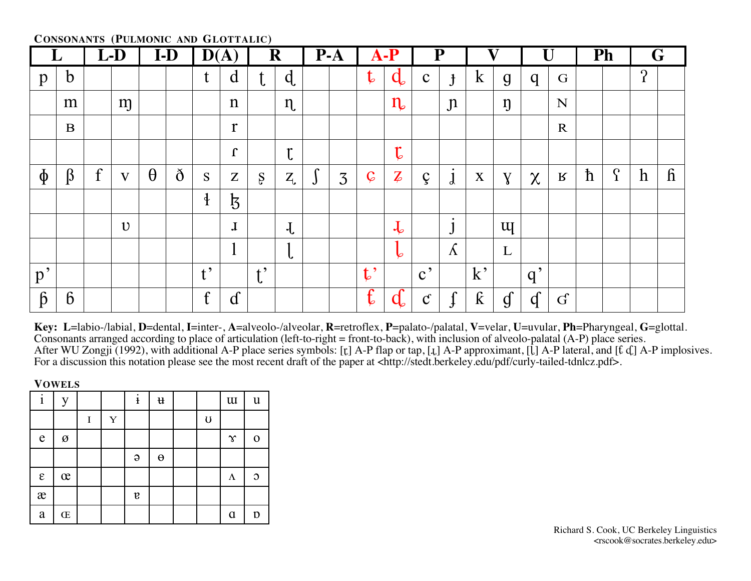**CONSONANTS (PULMONIC AND GLOTTALIC)**

| L | | L-D | | I-D | | D(A) | | R | | P-A | | A-P | | P | | V | | U | | Ph | | G | |
|---|---|---|---|---|---|---|---|---|---|---|---|---|---|---|---|---|---|---|---|---|---|---|---|
| p | b | | | | | t | d | ʈ | ɖ | | | ȶ | ȡ | c | ɟ | k | ɡ | q | ɢ | | | ʔ | |
| | m | | ɱ | | | | n | | ɳ | | | | ȵ | | ɲ | | ŋ | | ɴ | | | | |
| | ʙ | | | | | | r | | | | | | | | | | | | ʀ | | | | |
| | | | | | | | ɾ | | ɽ | | | | ɽ | | | | | | | | | | |
| ɸ | β | f | v | θ | ð | s | z | ʂ | ʐ | ʃ | ʒ | ɕ | ʑ | ç | ʝ | x | ɣ | χ | ʁ | ħ | ʕ | h | ɦ |
| | | | | | | ɬ | ɮ | | | | | | | | | | | | | | | | |
| | | | ʋ | | | | ɹ | | ɻ | | | | ɻ | | j | | ɰ | | | | | | |
| | | | | | | | l | | ɭ | | | | ɭ | | ʎ | | ʟ | | | | | | |
| p’ | | | | | | t’ | | ʈ’ | | | | ȶ’ | | c’ | | k’ | | q’ | | | | | |
| ƥ | ɓ | | | | | ƭ | ɗ | | | | | ƭ | ɗ | ƈ | ʄ | ƙ | ɠ | ʠ | ʛ | | | | |

**Key: L**=labio-/labial, **D**=dental, **I**=inter-, **A**=alveolo-/alveolar, **R**=retroflex, **P**=palato-/palatal, **V**=velar, **U**=uvular, **Ph**=Pharyngeal, **G**=glottal.
Consonants arranged according to place of articulation (left-to-right = front-to-back), with inclusion of alveolo-palatal (A-P) place series.
After WU Zongji (1992), with additional A-P place series symbols: [ɽ] A-P flap or tap, [ɻ] A-P approximant, [ɭ] A-P lateral, and [ƭ ɗ] A-P implosives.
For a discussion this notation please see the most recent draft of the paper at <http://stedt.berkeley.edu/pdf/curly-tailed-tdnlcz.pdf>.

**VOWELS**

| | | | | | | | | | |
|---|---|---|---|---|---|---|---|---|---|
| i | y | | | ɨ | ʉ | | | ɯ | u |
| | | ɪ | ʏ | | | | ʊ | | |
| e | ø | | | | | | | ɤ | o |
| | | | | ə | ɵ | | | | |
| ɛ | œ | | | | | | | ʌ | ɔ |
| æ | | | | ɐ | | | | | |
| a | ɶ | | | | | | | ɑ | ɒ |

Richard S. Cook, UC Berkeley Linguistics
<rscook@socrates.berkeley.edu>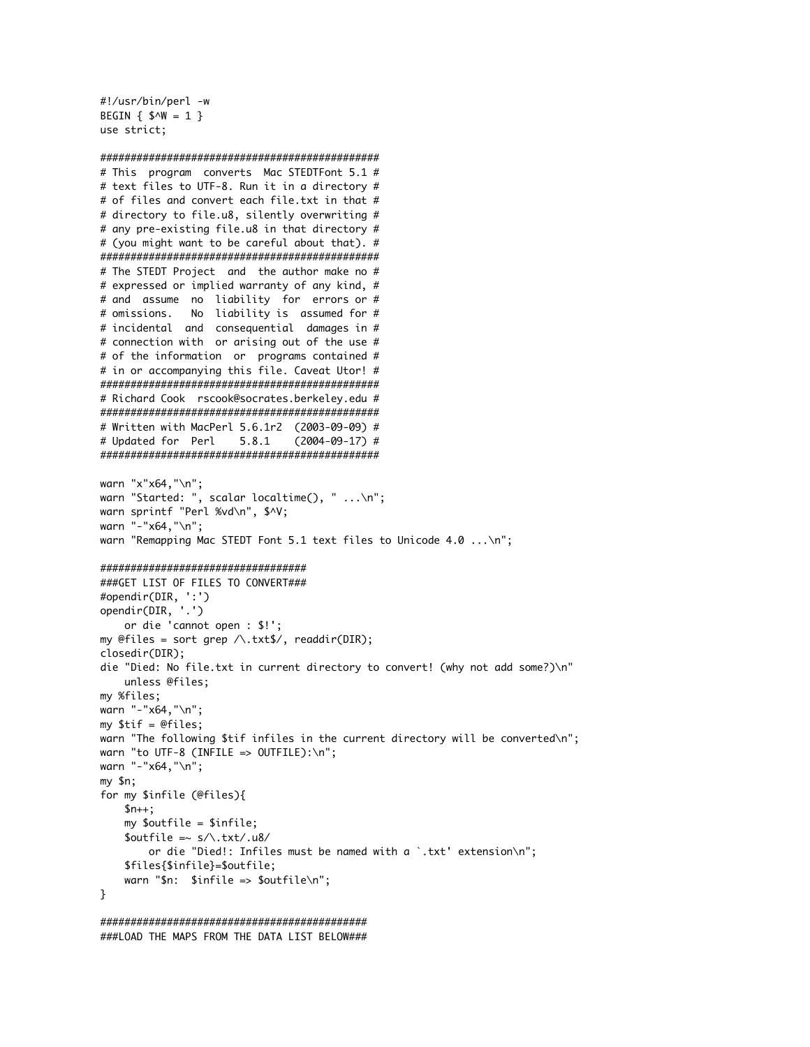```perl
#!/usr/bin/perl -w
BEGIN { $^W = 1 }
use strict;

##############################################
# This  program  converts  Mac STEDTFont 5.1 #
# text files to UTF-8. Run it in a directory #
# of files and convert each file.txt in that #
# directory to file.u8, silently overwriting #
# any pre-existing file.u8 in that directory #
# (you might want to be careful about that). #
##############################################
# The STEDT Project  and  the author make no #
# expressed or implied warranty of any kind, #
# and  assume  no  liability  for  errors or #
# omissions.   No  liability is  assumed for #
# incidental  and  consequential  damages in #
# connection with  or arising out of the use #
# of the information  or  programs contained #
# in or accompanying this file. Caveat Utor! #
##############################################
# Richard Cook  rscook@socrates.berkeley.edu #
##############################################
# Written with MacPerl 5.6.1r2  (2003-09-09) #
# Updated for  Perl    5.8.1    (2004-09-17) #
##############################################

warn "x"x64,"\n";
warn "Started: ", scalar localtime(), " ...\n";
warn sprintf "Perl %vd\n", $^V;
warn "-"x64,"\n";
warn "Remapping Mac STEDT Font 5.1 text files to Unicode 4.0 ...\n";

##################################
###GET LIST OF FILES TO CONVERT###
#opendir(DIR, ':')
opendir(DIR, '.')
    or die 'cannot open : $!';
my @files = sort grep /\.txt$/, readdir(DIR);
closedir(DIR);
die "Died: No file.txt in current directory to convert! (why not add some?)\n"
    unless @files;
my %files;
warn "-"x64,"\n";
my $tif = @files;
warn "The following $tif infiles in the current directory will be converted\n";
warn "to UTF-8 (INFILE => OUTFILE):\n";
warn "-"x64,"\n";
my $n;
for my $infile (@files){
    $n++;
    my $outfile = $infile;
    $outfile =~ s/\.txt/.u8/
        or die "Died!: Infiles must be named with a `.txt' extension\n";
    $files{$infile}=$outfile;
    warn "$n:  $infile => $outfile\n";
}

############################################
###LOAD THE MAPS FROM THE DATA LIST BELOW###
```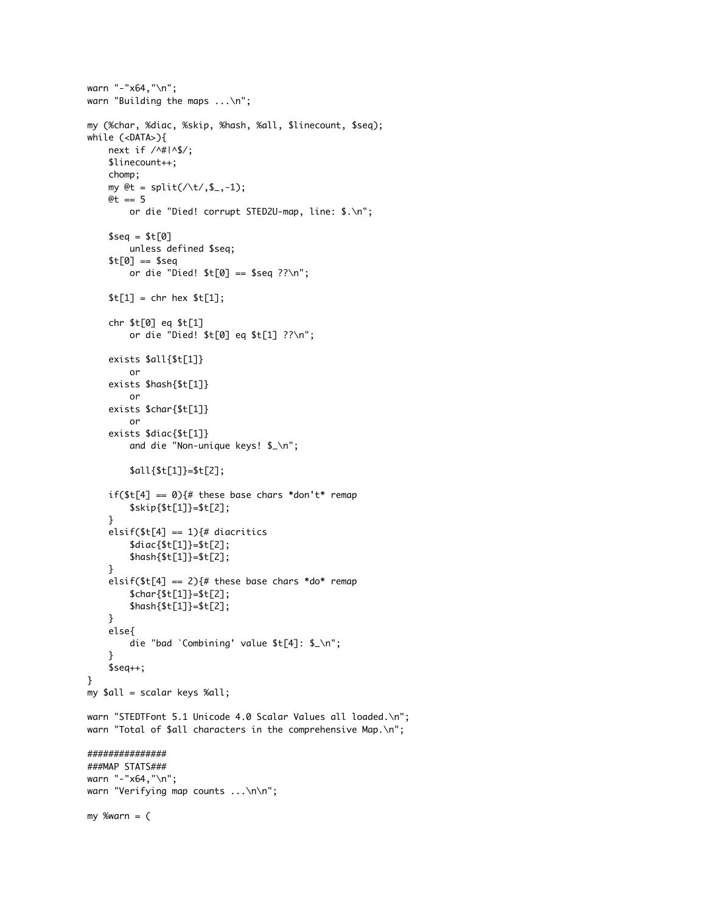```
warn "-"x64,"\n";
warn "Building the maps ...\n";

my (%char, %diac, %skip, %hash, %all, $linecount, $seq);
while (<DATA>){
    next if /^#|^$/;
    $linecount++;
    chomp;
    my @t = split(/\t/,$_,-1);
    @t == 5
        or die "Died! corrupt STED2U-map, line: $.\n";

    $seq = $t[0]
        unless defined $seq;
    $t[0] == $seq
        or die "Died! $t[0] == $seq ??\n";

    $t[1] = chr hex $t[1];

    chr $t[0] eq $t[1]
        or die "Died! $t[0] eq $t[1] ??\n";

    exists $all{$t[1]}
        or
    exists $hash{$t[1]}
        or
    exists $char{$t[1]}
        or
    exists $diac{$t[1]}
        and die "Non-unique keys! $_\n";

        $all{$t[1]}=$t[2];

    if($t[4] == 0){# these base chars *don't* remap
        $skip{$t[1]}=$t[2];
    }
    elsif($t[4] == 1){# diacritics
        $diac{$t[1]}=$t[2];
        $hash{$t[1]}=$t[2];
    }
    elsif($t[4] == 2){# these base chars *do* remap
        $char{$t[1]}=$t[2];
        $hash{$t[1]}=$t[2];
    }
    else{
        die "bad `Combining' value $t[4]: $_\n";
    }
    $seq++;
}
my $all = scalar keys %all;

warn "STEDTFont 5.1 Unicode 4.0 Scalar Values all loaded.\n";
warn "Total of $all characters in the comprehensive Map.\n";

###############
###MAP STATS###
warn "-"x64,"\n";
warn "Verifying map counts ...\n\n";

my %warn = (
```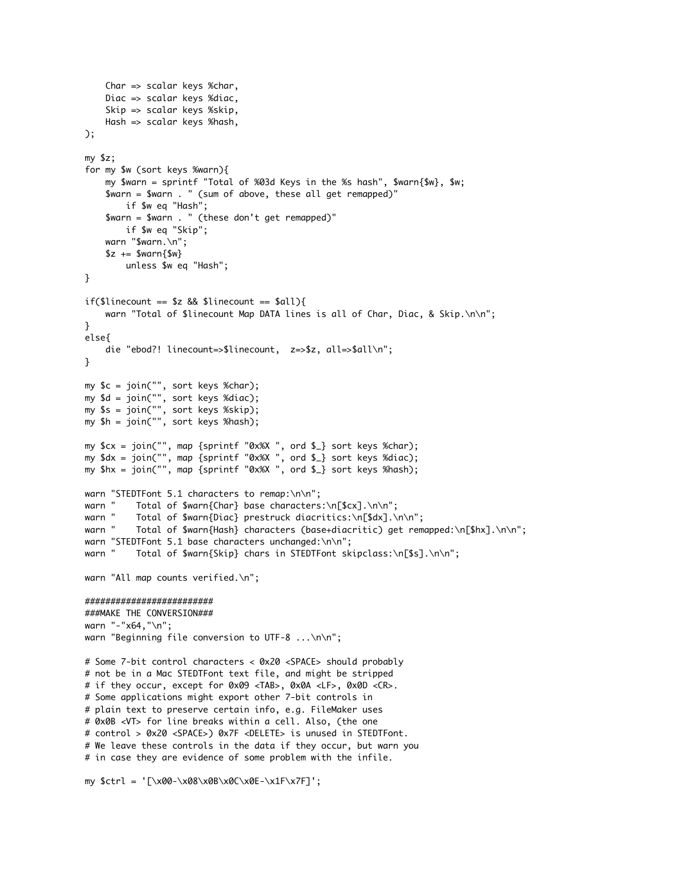```
    Char => scalar keys %char,
    Diac => scalar keys %diac,
    Skip => scalar keys %skip,
    Hash => scalar keys %hash,
);

my $z;
for my $w (sort keys %warn){
    my $warn = sprintf "Total of %03d Keys in the %s hash", $warn{$w}, $w;
    $warn = $warn . " (sum of above, these all get remapped)"
        if $w eq "Hash";
    $warn = $warn . " (these don't get remapped)"
        if $w eq "Skip";
    warn "$warn.\n";
    $z += $warn{$w}
        unless $w eq "Hash";
}

if($linecount == $z && $linecount == $all){
    warn "Total of $linecount Map DATA lines is all of Char, Diac, & Skip.\n\n";
}
else{
    die "ebod?! linecount=>$linecount,  z=>$z, all=>$all\n";
}

my $c = join("", sort keys %char);
my $d = join("", sort keys %diac);
my $s = join("", sort keys %skip);
my $h = join("", sort keys %hash);

my $cx = join("", map {sprintf "0x%X ", ord $_} sort keys %char);
my $dx = join("", map {sprintf "0x%X ", ord $_} sort keys %diac);
my $hx = join("", map {sprintf "0x%X ", ord $_} sort keys %hash);

warn "STEDTFont 5.1 characters to remap:\n\n";
warn "    Total of $warn{Char} base characters:\n[$cx].\n\n";
warn "    Total of $warn{Diac} prestruck diacritics:\n[$dx].\n\n";
warn "    Total of $warn{Hash} characters (base+diacritic) get remapped:\n[$hx].\n\n";
warn "STEDTFont 5.1 base characters unchanged:\n\n";
warn "    Total of $warn{Skip} chars in STEDTFont skipclass:\n[$s].\n\n";

warn "All map counts verified.\n";

########################
###MAKE THE CONVERSION###
warn "-"x64,"\n";
warn "Beginning file conversion to UTF-8 ...\n\n";

# Some 7-bit control characters < 0x20 <SPACE> should probably
# not be in a Mac STEDTFont text file, and might be stripped
# if they occur, except for 0x09 <TAB>, 0x0A <LF>, 0x0D <CR>.
# Some applications might export other 7-bit controls in
# plain text to preserve certain info, e.g. FileMaker uses
# 0x0B <VT> for line breaks within a cell. Also, (the one
# control > 0x20 <SPACE>) 0x7F <DELETE> is unused in STEDTFont.
# We leave these controls in the data if they occur, but warn you
# in case they are evidence of some problem with the infile.

my $ctrl = '[\x00-\x08\x0B\x0C\x0E-\x1F\x7F]';
```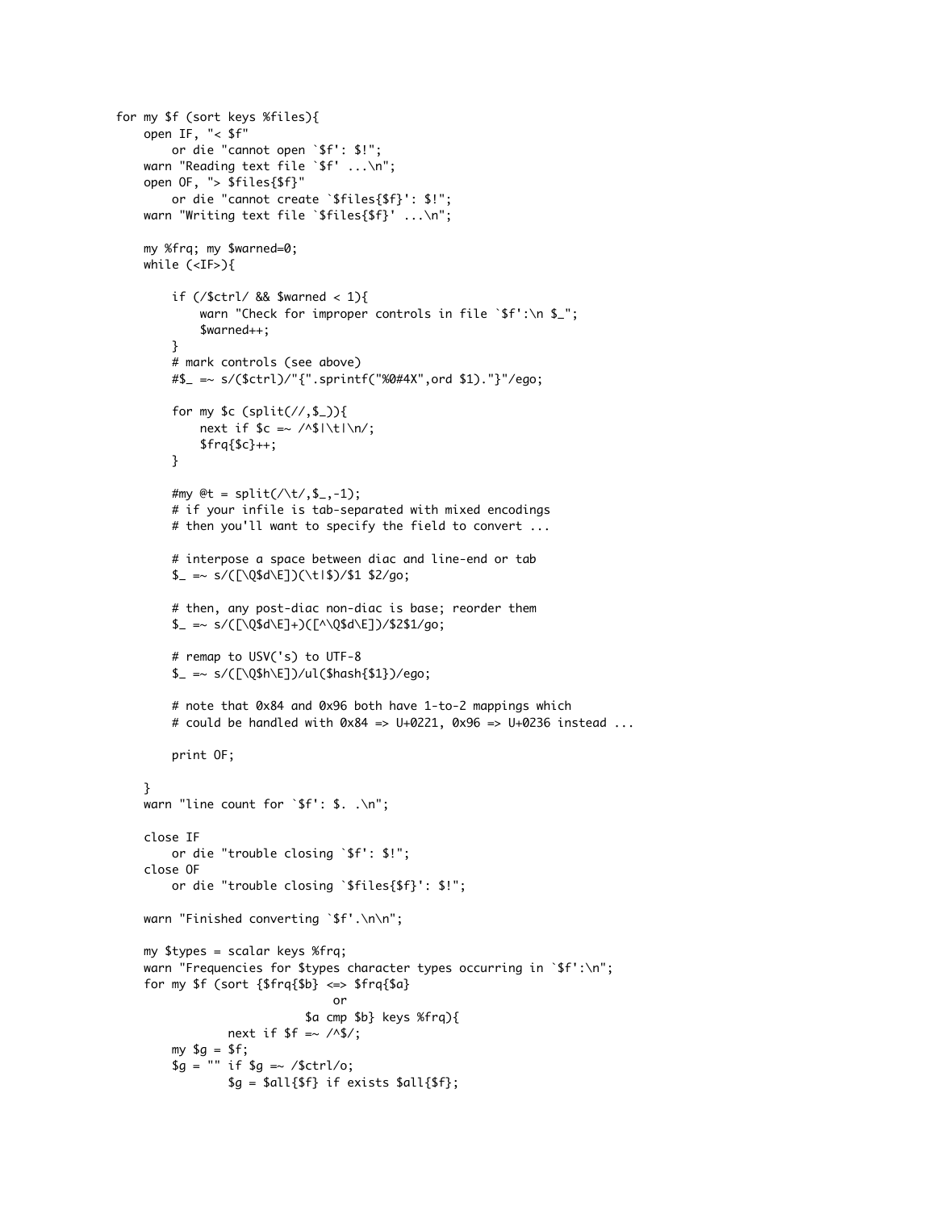```
for my $f (sort keys %files){
    open IF, "< $f"
        or die "cannot open `$f': $!";
    warn "Reading text file `$f' ...\n";
    open OF, "> $files{$f}"
        or die "cannot create `$files{$f}': $!";
    warn "Writing text file `$files{$f}' ...\n";

    my %frq; my $warned=0;
    while (<IF>){

        if (/$ctrl/ && $warned < 1){
            warn "Check for improper controls in file `$f':\n $_";
            $warned++;
        }
        # mark controls (see above)
        #$_ =~ s/($ctrl)/"{".sprintf("%0#4X",ord $1)."}"/ego;

        for my $c (split(//,$_)){
            next if $c =~ /^$|\t|\n/;
            $frq{$c}++;
        }

        #my @t = split(/\t/,$_,-1);
        # if your infile is tab-separated with mixed encodings
        # then you'll want to specify the field to convert ...

        # interpose a space between diac and line-end or tab
        $_ =~ s/([\Q$d\E])(\t|$)/$1 $2/go;

        # then, any post-diac non-diac is base; reorder them
        $_ =~ s/([\Q$d\E]+)([^\Q$d\E])/$2$1/go;

        # remap to USV('s) to UTF-8
        $_ =~ s/([\Q$h\E])/ul($hash{$1})/ego;

        # note that 0x84 and 0x96 both have 1-to-2 mappings which
        # could be handled with 0x84 => U+0221, 0x96 => U+0236 instead ...

        print OF;

    }
    warn "line count for `$f': $. .\n";

    close IF
        or die "trouble closing `$f': $!";
    close OF
        or die "trouble closing `$files{$f}': $!";

    warn "Finished converting `$f'.\n\n";

    my $types = scalar keys %frq;
    warn "Frequencies for $types character types occurring in `$f':\n";
    for my $f (sort {$frq{$b} <=> $frq{$a}
                                or
                          $a cmp $b} keys %frq){
            next if $f =~ /^$/;
        my $g = $f;
        $g = "" if $g =~ /$ctrl/o;
            $g = $all{$f} if exists $all{$f};
```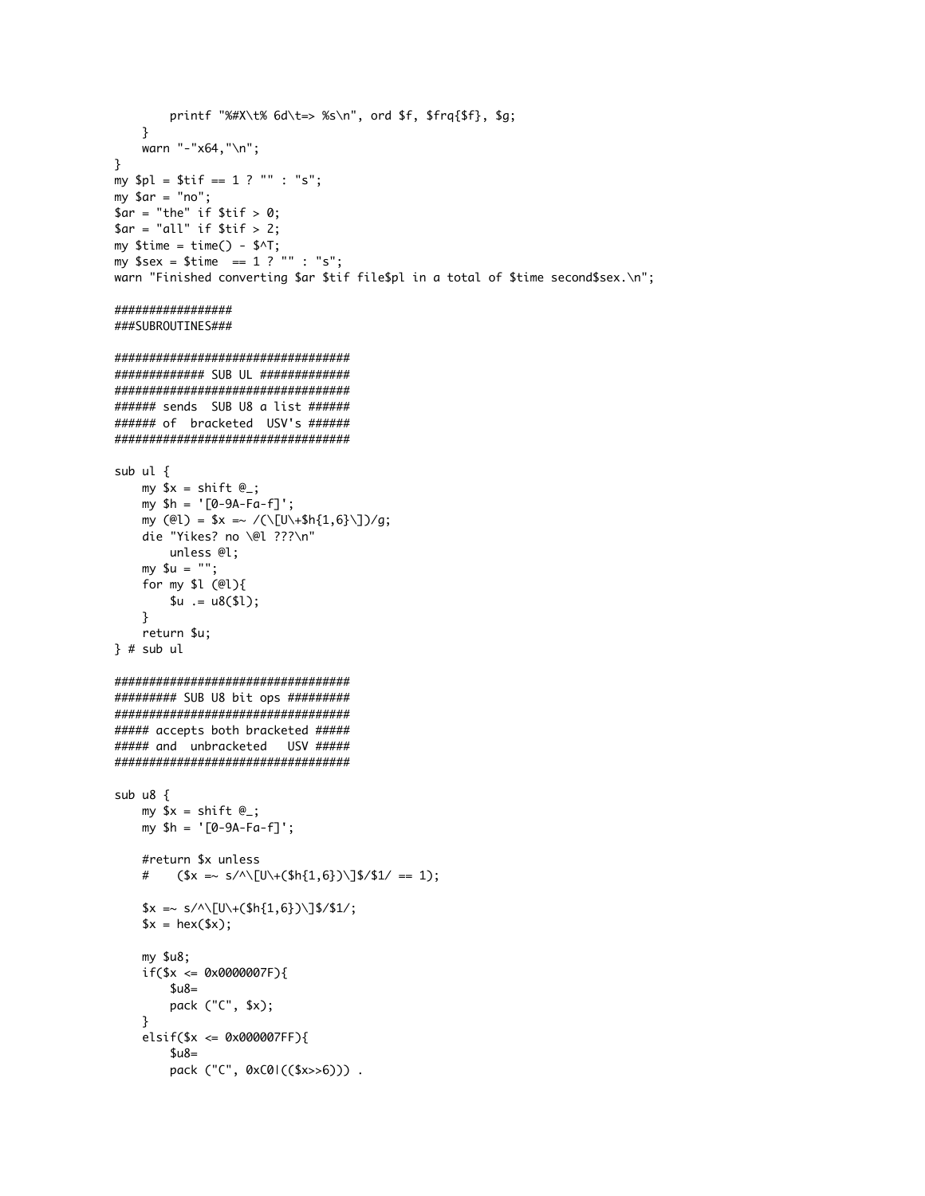```
        printf "%#X\t% 6d\t=> %s\n", ord $f, $frq{$f}, $g;
    }
    warn "-"x64,"\n";
}
my $pl = $tif == 1 ? "" : "s";
my $ar = "no";
$ar = "the" if $tif > 0;
$ar = "all" if $tif > 2;
my $time = time() - $^T;
my $sex = $time  == 1 ? "" : "s";
warn "Finished converting $ar $tif file$pl in a total of $time second$sex.\n";

#################
###SUBROUTINES###

##################################
############# SUB UL #############
##################################
###### sends  SUB U8 a list ######
###### of  bracketed  USV's ######
##################################

sub ul {
    my $x = shift @_;
    my $h = '[0-9A-Fa-f]';
    my (@l) = $x =~ /(\[U\+$h{1,6}\])/g;
    die "Yikes? no \@l ???\n"
        unless @l;
    my $u = "";
    for my $l (@l){
        $u .= u8($l);
    }
    return $u;
} # sub ul

##################################
######### SUB U8 bit ops #########
##################################
##### accepts both bracketed #####
##### and  unbracketed   USV #####
##################################

sub u8 {
    my $x = shift @_;
    my $h = '[0-9A-Fa-f]';

    #return $x unless
    #    ($x =~ s/^\[U\+($h{1,6})\]$/$1/ == 1);

    $x =~ s/^\[U\+($h{1,6})\]$/$1/;
    $x = hex($x);

    my $u8;
    if($x <= 0x0000007F){
        $u8=
        pack ("C", $x);
    }
    elsif($x <= 0x000007FF){
        $u8=
        pack ("C", 0xC0|(($x>>6))) .
```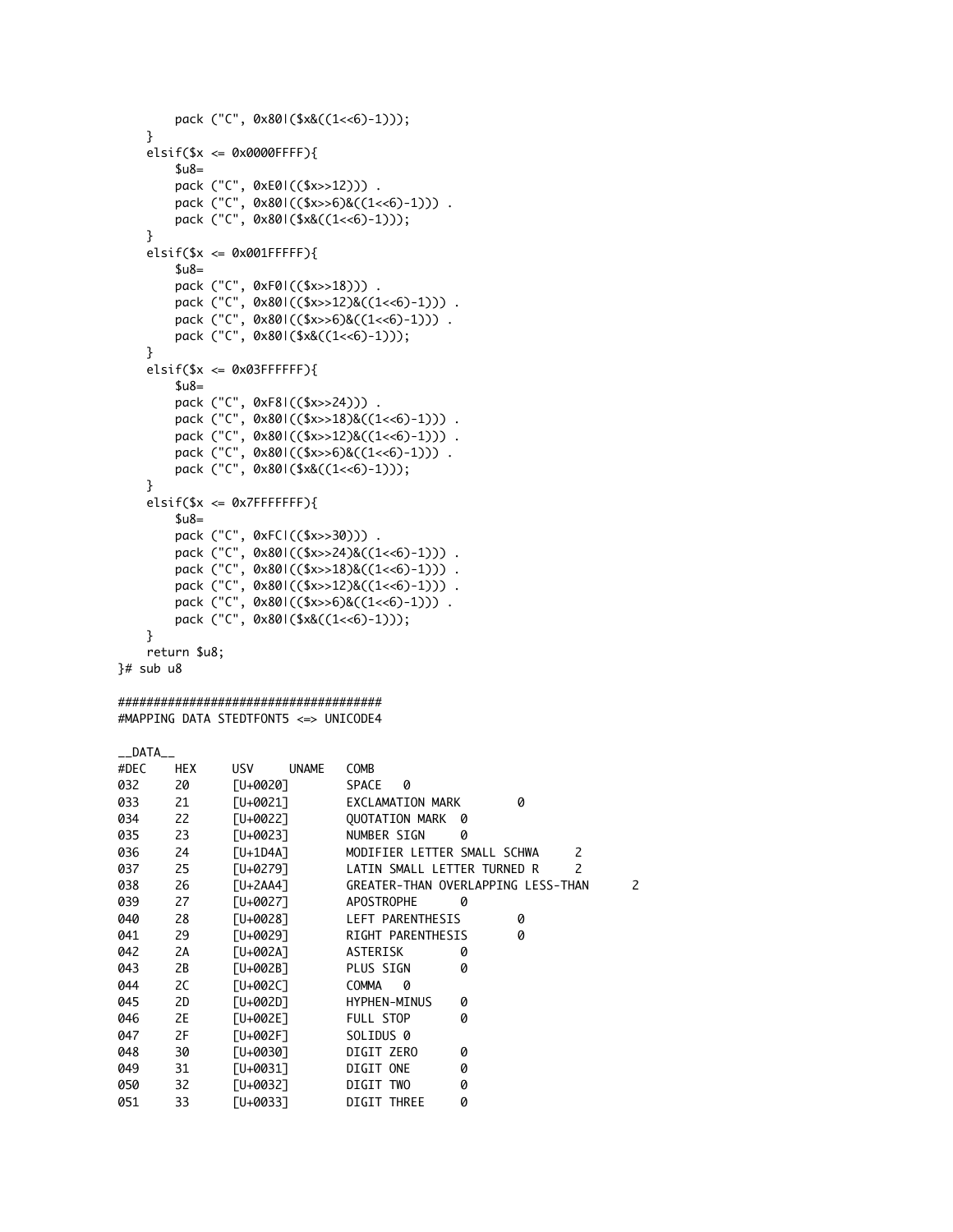```
        pack ("C", 0x80|($x&((1<<6)-1)));
    }
    elsif($x <= 0x0000FFFF){
        $u8=
        pack ("C", 0xE0|(($x>>12))) .
        pack ("C", 0x80|(($x>>6)&((1<<6)-1))) .
        pack ("C", 0x80|($x&((1<<6)-1)));
    }
    elsif($x <= 0x001FFFFF){
        $u8=
        pack ("C", 0xF0|(($x>>18))) .
        pack ("C", 0x80|(($x>>12)&((1<<6)-1))) .
        pack ("C", 0x80|(($x>>6)&((1<<6)-1))) .
        pack ("C", 0x80|($x&((1<<6)-1)));
    }
    elsif($x <= 0x03FFFFFF){
        $u8=
        pack ("C", 0xF8|(($x>>24))) .
        pack ("C", 0x80|(($x>>18)&((1<<6)-1))) .
        pack ("C", 0x80|(($x>>12)&((1<<6)-1))) .
        pack ("C", 0x80|(($x>>6)&((1<<6)-1))) .
        pack ("C", 0x80|($x&((1<<6)-1)));
    }
    elsif($x <= 0x7FFFFFFF){
        $u8=
        pack ("C", 0xFC|(($x>>30))) .
        pack ("C", 0x80|(($x>>24)&((1<<6)-1))) .
        pack ("C", 0x80|(($x>>18)&((1<<6)-1))) .
        pack ("C", 0x80|(($x>>12)&((1<<6)-1))) .
        pack ("C", 0x80|(($x>>6)&((1<<6)-1))) .
        pack ("C", 0x80|($x&((1<<6)-1)));
    }
    return $u8;
}# sub u8

####################################
#MAPPING DATA STEDTFONT5 <=> UNICODE4

__DATA__
#DEC    HEX     USV     UNAME   COMB
032     20      [U+0020]        SPACE   0
033     21      [U+0021]        EXCLAMATION MARK        0
034     22      [U+0022]        QUOTATION MARK  0
035     23      [U+0023]        NUMBER SIGN     0
036     24      [U+1D4A]        MODIFIER LETTER SMALL SCHWA     2
037     25      [U+0279]        LATIN SMALL LETTER TURNED R     2
038     26      [U+2AA4]        GREATER-THAN OVERLAPPING LESS-THAN      2
039     27      [U+0027]        APOSTROPHE      0
040     28      [U+0028]        LEFT PARENTHESIS        0
041     29      [U+0029]        RIGHT PARENTHESIS       0
042     2A      [U+002A]        ASTERISK        0
043     2B      [U+002B]        PLUS SIGN       0
044     2C      [U+002C]        COMMA   0
045     2D      [U+002D]        HYPHEN-MINUS    0
046     2E      [U+002E]        FULL STOP       0
047     2F      [U+002F]        SOLIDUS 0
048     30      [U+0030]        DIGIT ZERO      0
049     31      [U+0031]        DIGIT ONE       0
050     32      [U+0032]        DIGIT TWO       0
051     33      [U+0033]        DIGIT THREE     0
```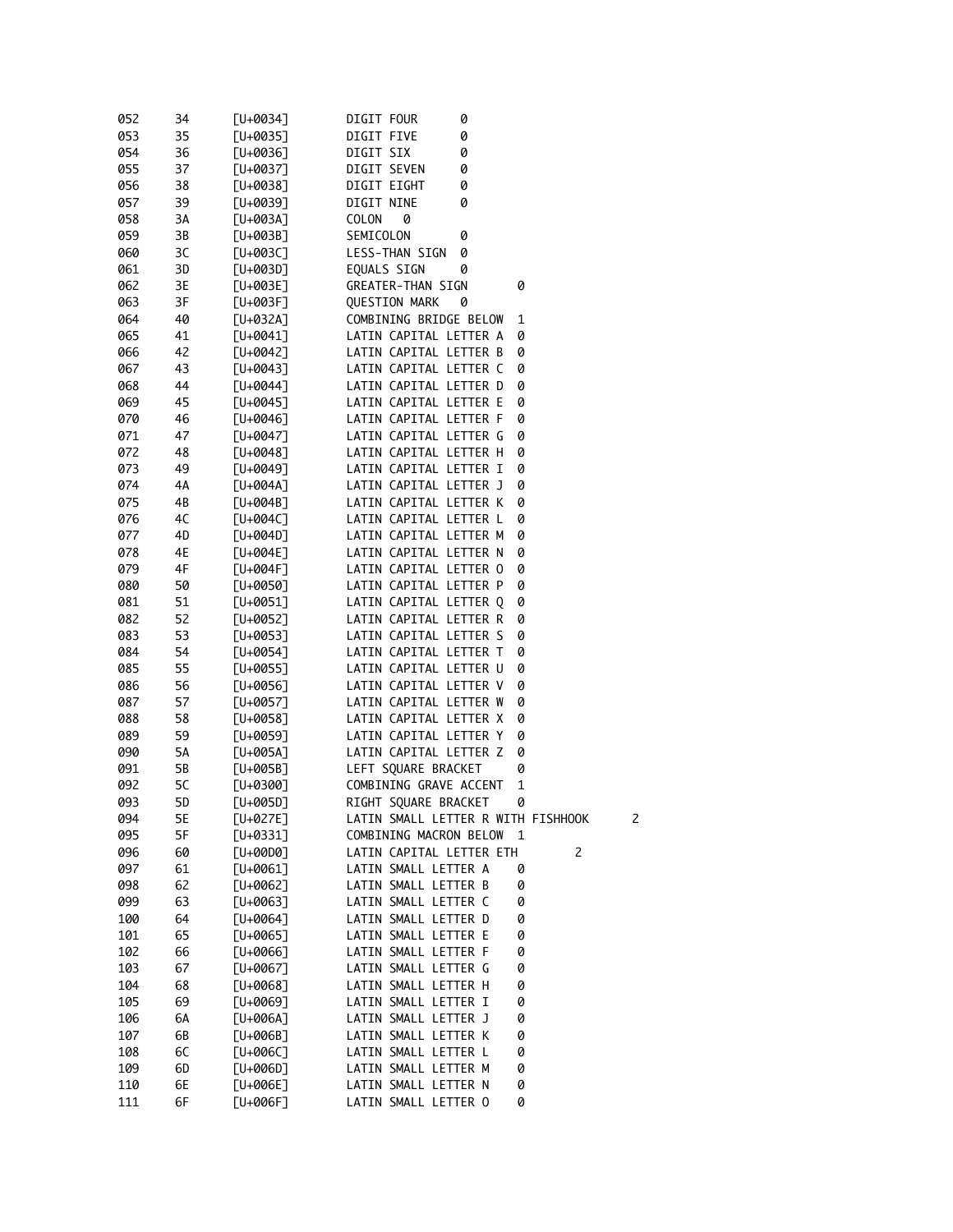| | | | | |
|---|---|---|---|---|
| 052 | 34 | [U+0034] | DIGIT FOUR | 0 |
| 053 | 35 | [U+0035] | DIGIT FIVE | 0 |
| 054 | 36 | [U+0036] | DIGIT SIX | 0 |
| 055 | 37 | [U+0037] | DIGIT SEVEN | 0 |
| 056 | 38 | [U+0038] | DIGIT EIGHT | 0 |
| 057 | 39 | [U+0039] | DIGIT NINE | 0 |
| 058 | 3A | [U+003A] | COLON | 0 |
| 059 | 3B | [U+003B] | SEMICOLON | 0 |
| 060 | 3C | [U+003C] | LESS-THAN SIGN | 0 |
| 061 | 3D | [U+003D] | EQUALS SIGN | 0 |
| 062 | 3E | [U+003E] | GREATER-THAN SIGN | 0 |
| 063 | 3F | [U+003F] | QUESTION MARK | 0 |
| 064 | 40 | [U+032A] | COMBINING BRIDGE BELOW | 1 |
| 065 | 41 | [U+0041] | LATIN CAPITAL LETTER A | 0 |
| 066 | 42 | [U+0042] | LATIN CAPITAL LETTER B | 0 |
| 067 | 43 | [U+0043] | LATIN CAPITAL LETTER C | 0 |
| 068 | 44 | [U+0044] | LATIN CAPITAL LETTER D | 0 |
| 069 | 45 | [U+0045] | LATIN CAPITAL LETTER E | 0 |
| 070 | 46 | [U+0046] | LATIN CAPITAL LETTER F | 0 |
| 071 | 47 | [U+0047] | LATIN CAPITAL LETTER G | 0 |
| 072 | 48 | [U+0048] | LATIN CAPITAL LETTER H | 0 |
| 073 | 49 | [U+0049] | LATIN CAPITAL LETTER I | 0 |
| 074 | 4A | [U+004A] | LATIN CAPITAL LETTER J | 0 |
| 075 | 4B | [U+004B] | LATIN CAPITAL LETTER K | 0 |
| 076 | 4C | [U+004C] | LATIN CAPITAL LETTER L | 0 |
| 077 | 4D | [U+004D] | LATIN CAPITAL LETTER M | 0 |
| 078 | 4E | [U+004E] | LATIN CAPITAL LETTER N | 0 |
| 079 | 4F | [U+004F] | LATIN CAPITAL LETTER O | 0 |
| 080 | 50 | [U+0050] | LATIN CAPITAL LETTER P | 0 |
| 081 | 51 | [U+0051] | LATIN CAPITAL LETTER Q | 0 |
| 082 | 52 | [U+0052] | LATIN CAPITAL LETTER R | 0 |
| 083 | 53 | [U+0053] | LATIN CAPITAL LETTER S | 0 |
| 084 | 54 | [U+0054] | LATIN CAPITAL LETTER T | 0 |
| 085 | 55 | [U+0055] | LATIN CAPITAL LETTER U | 0 |
| 086 | 56 | [U+0056] | LATIN CAPITAL LETTER V | 0 |
| 087 | 57 | [U+0057] | LATIN CAPITAL LETTER W | 0 |
| 088 | 58 | [U+0058] | LATIN CAPITAL LETTER X | 0 |
| 089 | 59 | [U+0059] | LATIN CAPITAL LETTER Y | 0 |
| 090 | 5A | [U+005A] | LATIN CAPITAL LETTER Z | 0 |
| 091 | 5B | [U+005B] | LEFT SQUARE BRACKET | 0 |
| 092 | 5C | [U+0300] | COMBINING GRAVE ACCENT | 1 |
| 093 | 5D | [U+005D] | RIGHT SQUARE BRACKET | 0 |
| 094 | 5E | [U+027E] | LATIN SMALL LETTER R WITH FISHHOOK | 2 |
| 095 | 5F | [U+0331] | COMBINING MACRON BELOW | 1 |
| 096 | 60 | [U+00D0] | LATIN CAPITAL LETTER ETH | 2 |
| 097 | 61 | [U+0061] | LATIN SMALL LETTER A | 0 |
| 098 | 62 | [U+0062] | LATIN SMALL LETTER B | 0 |
| 099 | 63 | [U+0063] | LATIN SMALL LETTER C | 0 |
| 100 | 64 | [U+0064] | LATIN SMALL LETTER D | 0 |
| 101 | 65 | [U+0065] | LATIN SMALL LETTER E | 0 |
| 102 | 66 | [U+0066] | LATIN SMALL LETTER F | 0 |
| 103 | 67 | [U+0067] | LATIN SMALL LETTER G | 0 |
| 104 | 68 | [U+0068] | LATIN SMALL LETTER H | 0 |
| 105 | 69 | [U+0069] | LATIN SMALL LETTER I | 0 |
| 106 | 6A | [U+006A] | LATIN SMALL LETTER J | 0 |
| 107 | 6B | [U+006B] | LATIN SMALL LETTER K | 0 |
| 108 | 6C | [U+006C] | LATIN SMALL LETTER L | 0 |
| 109 | 6D | [U+006D] | LATIN SMALL LETTER M | 0 |
| 110 | 6E | [U+006E] | LATIN SMALL LETTER N | 0 |
| 111 | 6F | [U+006F] | LATIN SMALL LETTER O | 0 |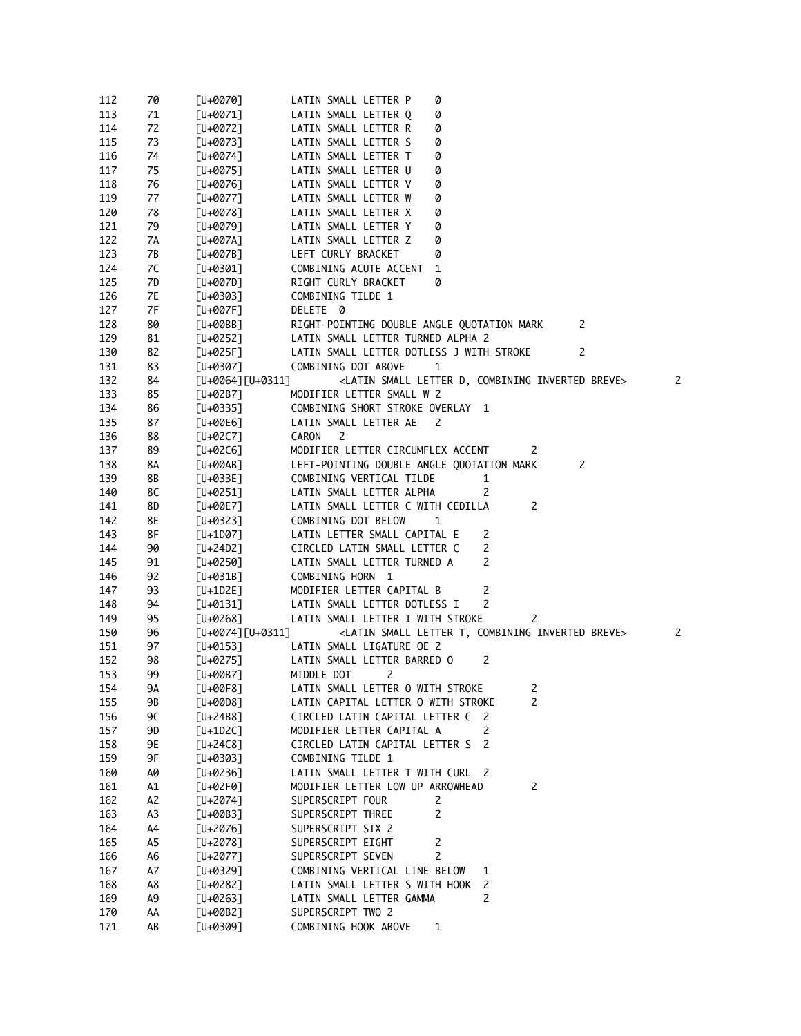| | | | | |
|---|---|---|---|---|
| 112 | 70 | [U+0070] | LATIN SMALL LETTER P | 0 |
| 113 | 71 | [U+0071] | LATIN SMALL LETTER Q | 0 |
| 114 | 72 | [U+0072] | LATIN SMALL LETTER R | 0 |
| 115 | 73 | [U+0073] | LATIN SMALL LETTER S | 0 |
| 116 | 74 | [U+0074] | LATIN SMALL LETTER T | 0 |
| 117 | 75 | [U+0075] | LATIN SMALL LETTER U | 0 |
| 118 | 76 | [U+0076] | LATIN SMALL LETTER V | 0 |
| 119 | 77 | [U+0077] | LATIN SMALL LETTER W | 0 |
| 120 | 78 | [U+0078] | LATIN SMALL LETTER X | 0 |
| 121 | 79 | [U+0079] | LATIN SMALL LETTER Y | 0 |
| 122 | 7A | [U+007A] | LATIN SMALL LETTER Z | 0 |
| 123 | 7B | [U+007B] | LEFT CURLY BRACKET | 0 |
| 124 | 7C | [U+0301] | COMBINING ACUTE ACCENT | 1 |
| 125 | 7D | [U+007D] | RIGHT CURLY BRACKET | 0 |
| 126 | 7E | [U+0303] | COMBINING TILDE | 1 |
| 127 | 7F | [U+007F] | DELETE | 0 |
| 128 | 80 | [U+00BB] | RIGHT-POINTING DOUBLE ANGLE QUOTATION MARK | 2 |
| 129 | 81 | [U+0252] | LATIN SMALL LETTER TURNED ALPHA | 2 |
| 130 | 82 | [U+025F] | LATIN SMALL LETTER DOTLESS J WITH STROKE | 2 |
| 131 | 83 | [U+0307] | COMBINING DOT ABOVE | 1 |
| 132 | 84 | [U+0064][U+0311] | <LATIN SMALL LETTER D, COMBINING INVERTED BREVE> | 2 |
| 133 | 85 | [U+02B7] | MODIFIER LETTER SMALL W | 2 |
| 134 | 86 | [U+0335] | COMBINING SHORT STROKE OVERLAY | 1 |
| 135 | 87 | [U+00E6] | LATIN SMALL LETTER AE | 2 |
| 136 | 88 | [U+02C7] | CARON | 2 |
| 137 | 89 | [U+02C6] | MODIFIER LETTER CIRCUMFLEX ACCENT | 2 |
| 138 | 8A | [U+00AB] | LEFT-POINTING DOUBLE ANGLE QUOTATION MARK | 2 |
| 139 | 8B | [U+033E] | COMBINING VERTICAL TILDE | 1 |
| 140 | 8C | [U+0251] | LATIN SMALL LETTER ALPHA | 2 |
| 141 | 8D | [U+00E7] | LATIN SMALL LETTER C WITH CEDILLA | 2 |
| 142 | 8E | [U+0323] | COMBINING DOT BELOW | 1 |
| 143 | 8F | [U+1D07] | LATIN LETTER SMALL CAPITAL E | 2 |
| 144 | 90 | [U+24D2] | CIRCLED LATIN SMALL LETTER C | 2 |
| 145 | 91 | [U+0250] | LATIN SMALL LETTER TURNED A | 2 |
| 146 | 92 | [U+031B] | COMBINING HORN | 1 |
| 147 | 93 | [U+1D2E] | MODIFIER LETTER CAPITAL B | 2 |
| 148 | 94 | [U+0131] | LATIN SMALL LETTER DOTLESS I | 2 |
| 149 | 95 | [U+0268] | LATIN SMALL LETTER I WITH STROKE | 2 |
| 150 | 96 | [U+0074][U+0311] | <LATIN SMALL LETTER T, COMBINING INVERTED BREVE> | 2 |
| 151 | 97 | [U+0153] | LATIN SMALL LIGATURE OE | 2 |
| 152 | 98 | [U+0275] | LATIN SMALL LETTER BARRED O | 2 |
| 153 | 99 | [U+00B7] | MIDDLE DOT | 2 |
| 154 | 9A | [U+00F8] | LATIN SMALL LETTER O WITH STROKE | 2 |
| 155 | 9B | [U+00D8] | LATIN CAPITAL LETTER O WITH STROKE | 2 |
| 156 | 9C | [U+24B8] | CIRCLED LATIN CAPITAL LETTER C | 2 |
| 157 | 9D | [U+1D2C] | MODIFIER LETTER CAPITAL A | 2 |
| 158 | 9E | [U+24C8] | CIRCLED LATIN CAPITAL LETTER S | 2 |
| 159 | 9F | [U+0303] | COMBINING TILDE | 1 |
| 160 | A0 | [U+0236] | LATIN SMALL LETTER T WITH CURL | 2 |
| 161 | A1 | [U+02F0] | MODIFIER LETTER LOW UP ARROWHEAD | 2 |
| 162 | A2 | [U+2074] | SUPERSCRIPT FOUR | 2 |
| 163 | A3 | [U+00B3] | SUPERSCRIPT THREE | 2 |
| 164 | A4 | [U+2076] | SUPERSCRIPT SIX | 2 |
| 165 | A5 | [U+2078] | SUPERSCRIPT EIGHT | 2 |
| 166 | A6 | [U+2077] | SUPERSCRIPT SEVEN | 2 |
| 167 | A7 | [U+0329] | COMBINING VERTICAL LINE BELOW | 1 |
| 168 | A8 | [U+0282] | LATIN SMALL LETTER S WITH HOOK | 2 |
| 169 | A9 | [U+0263] | LATIN SMALL LETTER GAMMA | 2 |
| 170 | AA | [U+00B2] | SUPERSCRIPT TWO | 2 |
| 171 | AB | [U+0309] | COMBINING HOOK ABOVE | 1 |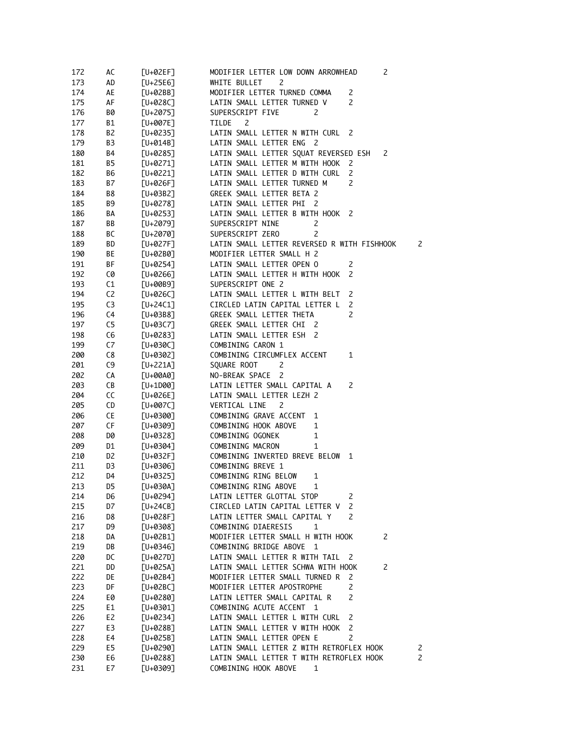| | | | | |
|---|---|---|---|---|
| 172 | AC | [U+02EF] | MODIFIER LETTER LOW DOWN ARROWHEAD | 2 |
| 173 | AD | [U+25E6] | WHITE BULLET | 2 |
| 174 | AE | [U+02BB] | MODIFIER LETTER TURNED COMMA | 2 |
| 175 | AF | [U+028C] | LATIN SMALL LETTER TURNED V | 2 |
| 176 | B0 | [U+2075] | SUPERSCRIPT FIVE | 2 |
| 177 | B1 | [U+007E] | TILDE | 2 |
| 178 | B2 | [U+0235] | LATIN SMALL LETTER N WITH CURL | 2 |
| 179 | B3 | [U+014B] | LATIN SMALL LETTER ENG | 2 |
| 180 | B4 | [U+0285] | LATIN SMALL LETTER SQUAT REVERSED ESH | 2 |
| 181 | B5 | [U+0271] | LATIN SMALL LETTER M WITH HOOK | 2 |
| 182 | B6 | [U+0221] | LATIN SMALL LETTER D WITH CURL | 2 |
| 183 | B7 | [U+026F] | LATIN SMALL LETTER TURNED M | 2 |
| 184 | B8 | [U+03B2] | GREEK SMALL LETTER BETA | 2 |
| 185 | B9 | [U+0278] | LATIN SMALL LETTER PHI | 2 |
| 186 | BA | [U+0253] | LATIN SMALL LETTER B WITH HOOK | 2 |
| 187 | BB | [U+2079] | SUPERSCRIPT NINE | 2 |
| 188 | BC | [U+2070] | SUPERSCRIPT ZERO | 2 |
| 189 | BD | [U+027F] | LATIN SMALL LETTER REVERSED R WITH FISHHOOK | 2 |
| 190 | BE | [U+02B0] | MODIFIER LETTER SMALL H | 2 |
| 191 | BF | [U+0254] | LATIN SMALL LETTER OPEN O | 2 |
| 192 | C0 | [U+0266] | LATIN SMALL LETTER H WITH HOOK | 2 |
| 193 | C1 | [U+00B9] | SUPERSCRIPT ONE | 2 |
| 194 | C2 | [U+026C] | LATIN SMALL LETTER L WITH BELT | 2 |
| 195 | C3 | [U+24C1] | CIRCLED LATIN CAPITAL LETTER L | 2 |
| 196 | C4 | [U+03B8] | GREEK SMALL LETTER THETA | 2 |
| 197 | C5 | [U+03C7] | GREEK SMALL LETTER CHI | 2 |
| 198 | C6 | [U+0283] | LATIN SMALL LETTER ESH | 2 |
| 199 | C7 | [U+030C] | COMBINING CARON | 1 |
| 200 | C8 | [U+0302] | COMBINING CIRCUMFLEX ACCENT | 1 |
| 201 | C9 | [U+221A] | SQUARE ROOT | 2 |
| 202 | CA | [U+00A0] | NO-BREAK SPACE | 2 |
| 203 | CB | [U+1D00] | LATIN LETTER SMALL CAPITAL A | 2 |
| 204 | CC | [U+026E] | LATIN SMALL LETTER LEZH | 2 |
| 205 | CD | [U+007C] | VERTICAL LINE | 2 |
| 206 | CE | [U+0300] | COMBINING GRAVE ACCENT | 1 |
| 207 | CF | [U+0309] | COMBINING HOOK ABOVE | 1 |
| 208 | D0 | [U+0328] | COMBINING OGONEK | 1 |
| 209 | D1 | [U+0304] | COMBINING MACRON | 1 |
| 210 | D2 | [U+032F] | COMBINING INVERTED BREVE BELOW | 1 |
| 211 | D3 | [U+0306] | COMBINING BREVE | 1 |
| 212 | D4 | [U+0325] | COMBINING RING BELOW | 1 |
| 213 | D5 | [U+030A] | COMBINING RING ABOVE | 1 |
| 214 | D6 | [U+0294] | LATIN LETTER GLOTTAL STOP | 2 |
| 215 | D7 | [U+24CB] | CIRCLED LATIN CAPITAL LETTER V | 2 |
| 216 | D8 | [U+028F] | LATIN LETTER SMALL CAPITAL Y | 2 |
| 217 | D9 | [U+0308] | COMBINING DIAERESIS | 1 |
| 218 | DA | [U+02B1] | MODIFIER LETTER SMALL H WITH HOOK | 2 |
| 219 | DB | [U+0346] | COMBINING BRIDGE ABOVE | 1 |
| 220 | DC | [U+027D] | LATIN SMALL LETTER R WITH TAIL | 2 |
| 221 | DD | [U+025A] | LATIN SMALL LETTER SCHWA WITH HOOK | 2 |
| 222 | DE | [U+02B4] | MODIFIER LETTER SMALL TURNED R | 2 |
| 223 | DF | [U+02BC] | MODIFIER LETTER APOSTROPHE | 2 |
| 224 | E0 | [U+0280] | LATIN LETTER SMALL CAPITAL R | 2 |
| 225 | E1 | [U+0301] | COMBINING ACUTE ACCENT | 1 |
| 226 | E2 | [U+0234] | LATIN SMALL LETTER L WITH CURL | 2 |
| 227 | E3 | [U+028B] | LATIN SMALL LETTER V WITH HOOK | 2 |
| 228 | E4 | [U+025B] | LATIN SMALL LETTER OPEN E | 2 |
| 229 | E5 | [U+0290] | LATIN SMALL LETTER Z WITH RETROFLEX HOOK | 2 |
| 230 | E6 | [U+0288] | LATIN SMALL LETTER T WITH RETROFLEX HOOK | 2 |
| 231 | E7 | [U+0309] | COMBINING HOOK ABOVE | 1 |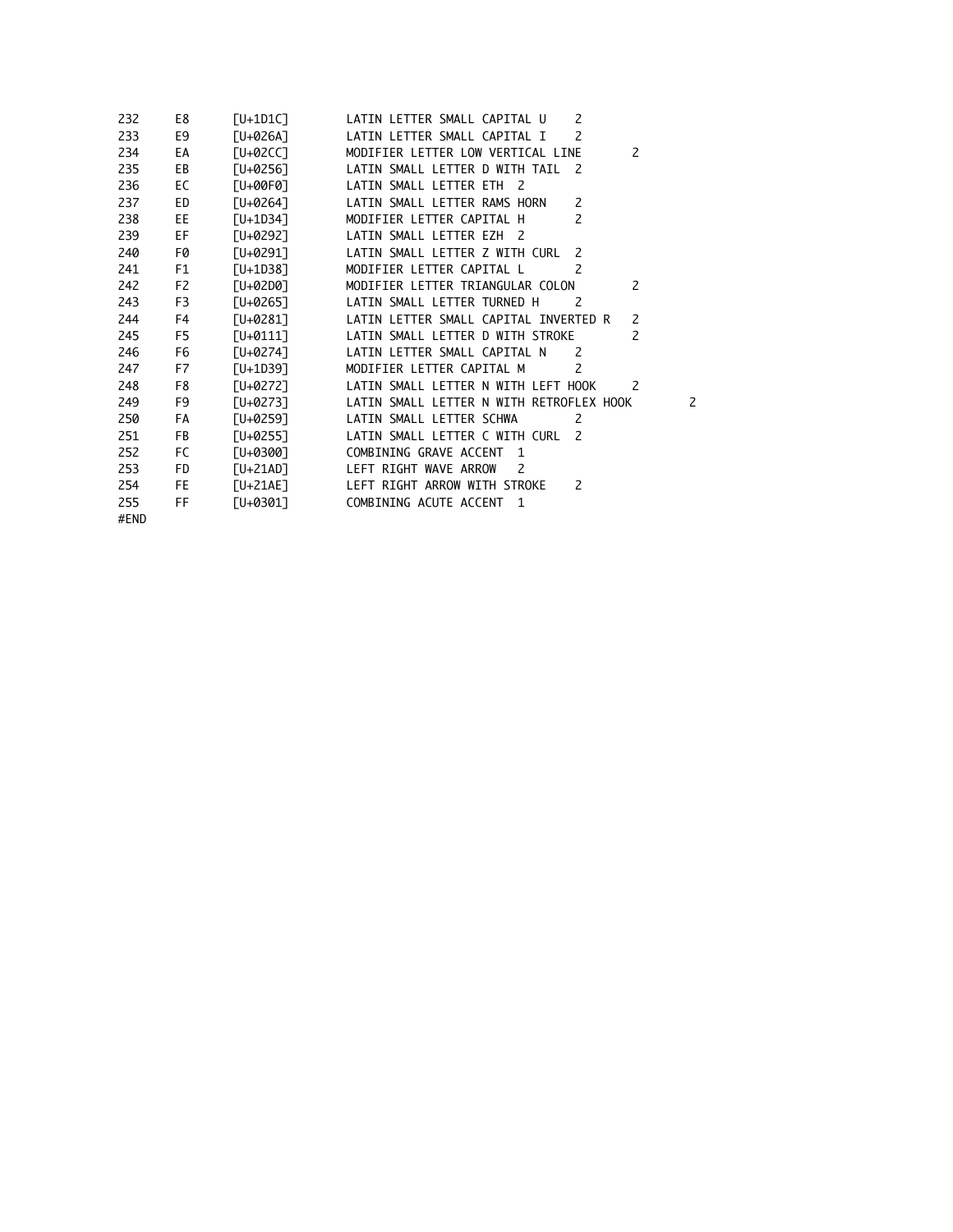```
232	E8	[U+1D1C]	LATIN LETTER SMALL CAPITAL U	2
233	E9	[U+026A]	LATIN LETTER SMALL CAPITAL I	2
234	EA	[U+02CC]	MODIFIER LETTER LOW VERTICAL LINE	2
235	EB	[U+0256]	LATIN SMALL LETTER D WITH TAIL	2
236	EC	[U+00F0]	LATIN SMALL LETTER ETH	2
237	ED	[U+0264]	LATIN SMALL LETTER RAMS HORN	2
238	EE	[U+1D34]	MODIFIER LETTER CAPITAL H	2
239	EF	[U+0292]	LATIN SMALL LETTER EZH	2
240	F0	[U+0291]	LATIN SMALL LETTER Z WITH CURL	2
241	F1	[U+1D38]	MODIFIER LETTER CAPITAL L	2
242	F2	[U+02D0]	MODIFIER LETTER TRIANGULAR COLON	2
243	F3	[U+0265]	LATIN SMALL LETTER TURNED H	2
244	F4	[U+0281]	LATIN LETTER SMALL CAPITAL INVERTED R	2
245	F5	[U+0111]	LATIN SMALL LETTER D WITH STROKE	2
246	F6	[U+0274]	LATIN LETTER SMALL CAPITAL N	2
247	F7	[U+1D39]	MODIFIER LETTER CAPITAL M	2
248	F8	[U+0272]	LATIN SMALL LETTER N WITH LEFT HOOK	2
249	F9	[U+0273]	LATIN SMALL LETTER N WITH RETROFLEX HOOK	2
250	FA	[U+0259]	LATIN SMALL LETTER SCHWA	2
251	FB	[U+0255]	LATIN SMALL LETTER C WITH CURL	2
252	FC	[U+0300]	COMBINING GRAVE ACCENT	1
253	FD	[U+21AD]	LEFT RIGHT WAVE ARROW	2
254	FE	[U+21AE]	LEFT RIGHT ARROW WITH STROKE	2
255	FF	[U+0301]	COMBINING ACUTE ACCENT	1
#END
```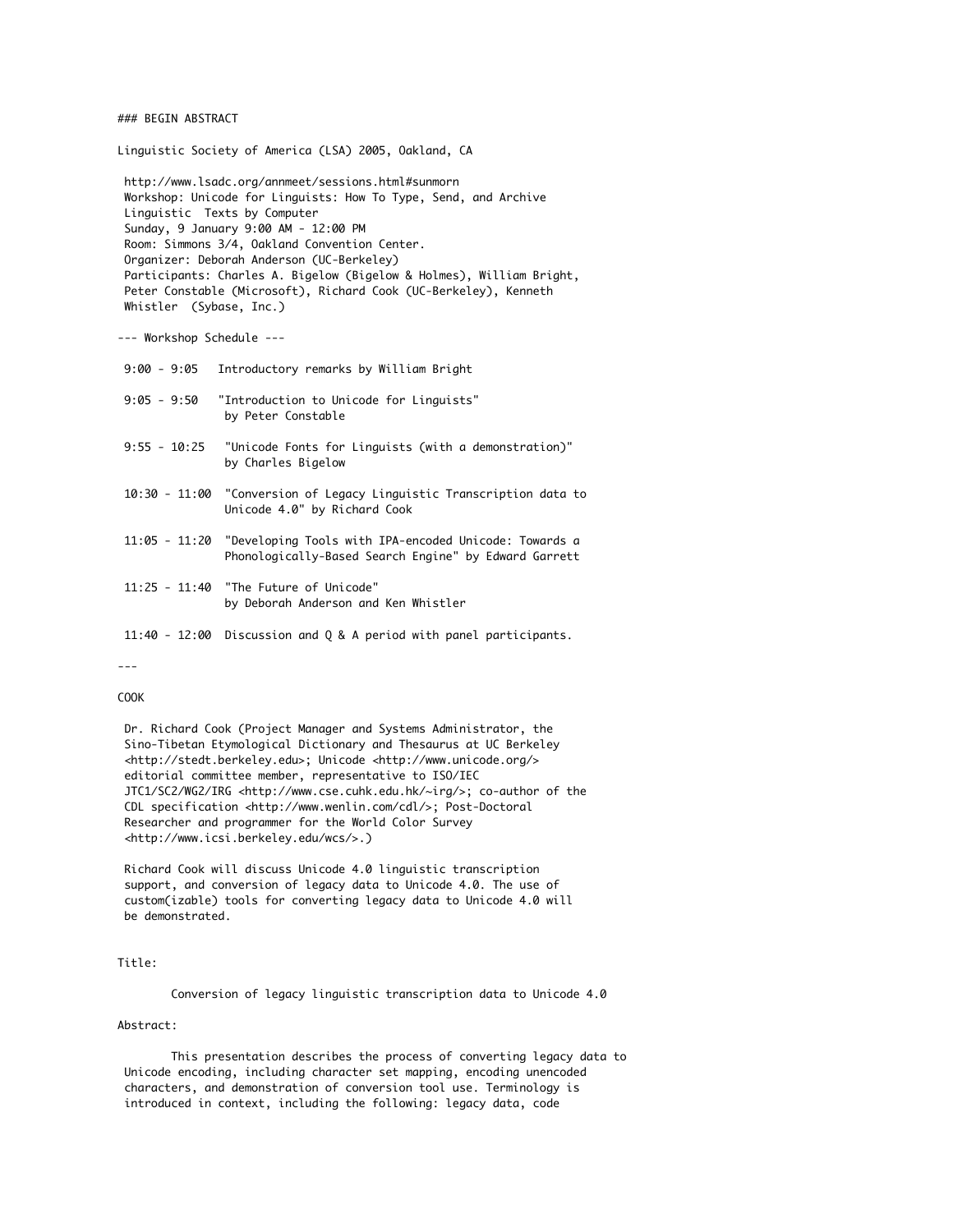### BEGIN ABSTRACT

Linguistic Society of America (LSA) 2005, Oakland, CA

http://www.lsadc.org/annmeet/sessions.html#sunmorn
Workshop: Unicode for Linguists: How To Type, Send, and Archive Linguistic Texts by Computer
Sunday, 9 January 9:00 AM - 12:00 PM
Room: Simmons 3/4, Oakland Convention Center.
Organizer: Deborah Anderson (UC-Berkeley)
Participants: Charles A. Bigelow (Bigelow & Holmes), William Bright, Peter Constable (Microsoft), Richard Cook (UC-Berkeley), Kenneth Whistler (Sybase, Inc.)

--- Workshop Schedule ---

9:00 - 9:05   Introductory remarks by William Bright

9:05 - 9:50   "Introduction to Unicode for Linguists" by Peter Constable

9:55 - 10:25   "Unicode Fonts for Linguists (with a demonstration)" by Charles Bigelow

10:30 - 11:00  "Conversion of Legacy Linguistic Transcription data to Unicode 4.0" by Richard Cook

11:05 - 11:20  "Developing Tools with IPA-encoded Unicode: Towards a Phonologically-Based Search Engine" by Edward Garrett

11:25 - 11:40  "The Future of Unicode" by Deborah Anderson and Ken Whistler

11:40 - 12:00  Discussion and Q & A period with panel participants.

---

COOK

Dr. Richard Cook (Project Manager and Systems Administrator, the Sino-Tibetan Etymological Dictionary and Thesaurus at UC Berkeley <http://stedt.berkeley.edu>; Unicode <http://www.unicode.org/> editorial committee member, representative to ISO/IEC JTC1/SC2/WG2/IRG <http://www.cse.cuhk.edu.hk/~irg/>; co-author of the CDL specification <http://www.wenlin.com/cdl/>; Post-Doctoral Researcher and programmer for the World Color Survey <http://www.icsi.berkeley.edu/wcs/>.)

Richard Cook will discuss Unicode 4.0 linguistic transcription support, and conversion of legacy data to Unicode 4.0. The use of custom(izable) tools for converting legacy data to Unicode 4.0 will be demonstrated.

Title:

Conversion of legacy linguistic transcription data to Unicode 4.0

Abstract:

This presentation describes the process of converting legacy data to Unicode encoding, including character set mapping, encoding unencoded characters, and demonstration of conversion tool use. Terminology is introduced in context, including the following: legacy data, code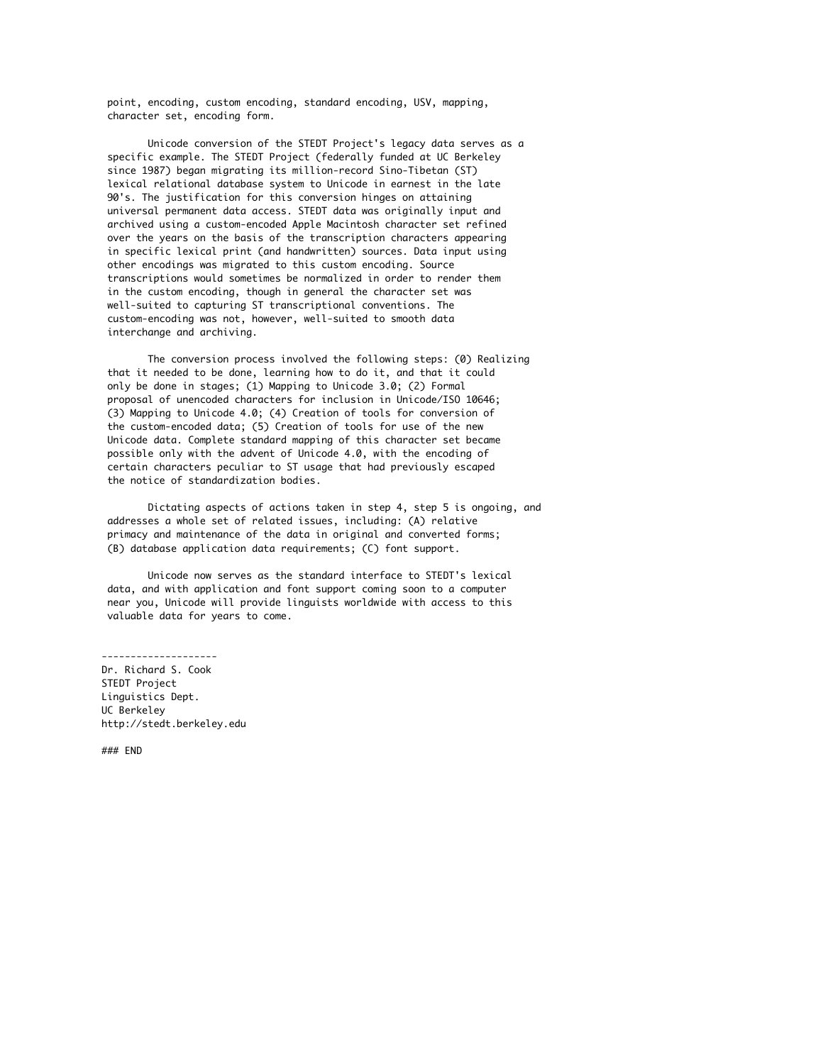point, encoding, custom encoding, standard encoding, USV, mapping, character set, encoding form.

Unicode conversion of the STEDT Project's legacy data serves as a specific example. The STEDT Project (federally funded at UC Berkeley since 1987) began migrating its million-record Sino-Tibetan (ST) lexical relational database system to Unicode in earnest in the late 90's. The justification for this conversion hinges on attaining universal permanent data access. STEDT data was originally input and archived using a custom-encoded Apple Macintosh character set refined over the years on the basis of the transcription characters appearing in specific lexical print (and handwritten) sources. Data input using other encodings was migrated to this custom encoding. Source transcriptions would sometimes be normalized in order to render them in the custom encoding, though in general the character set was well-suited to capturing ST transcriptional conventions. The custom-encoding was not, however, well-suited to smooth data interchange and archiving.

The conversion process involved the following steps: (0) Realizing that it needed to be done, learning how to do it, and that it could only be done in stages; (1) Mapping to Unicode 3.0; (2) Formal proposal of unencoded characters for inclusion in Unicode/ISO 10646; (3) Mapping to Unicode 4.0; (4) Creation of tools for conversion of the custom-encoded data; (5) Creation of tools for use of the new Unicode data. Complete standard mapping of this character set became possible only with the advent of Unicode 4.0, with the encoding of certain characters peculiar to ST usage that had previously escaped the notice of standardization bodies.

Dictating aspects of actions taken in step 4, step 5 is ongoing, and addresses a whole set of related issues, including: (A) relative primacy and maintenance of the data in original and converted forms; (B) database application data requirements; (C) font support.

Unicode now serves as the standard interface to STEDT's lexical data, and with application and font support coming soon to a computer near you, Unicode will provide linguists worldwide with access to this valuable data for years to come.

--------------------
Dr. Richard S. Cook
STEDT Project
Linguistics Dept.
UC Berkeley
http://stedt.berkeley.edu

### END